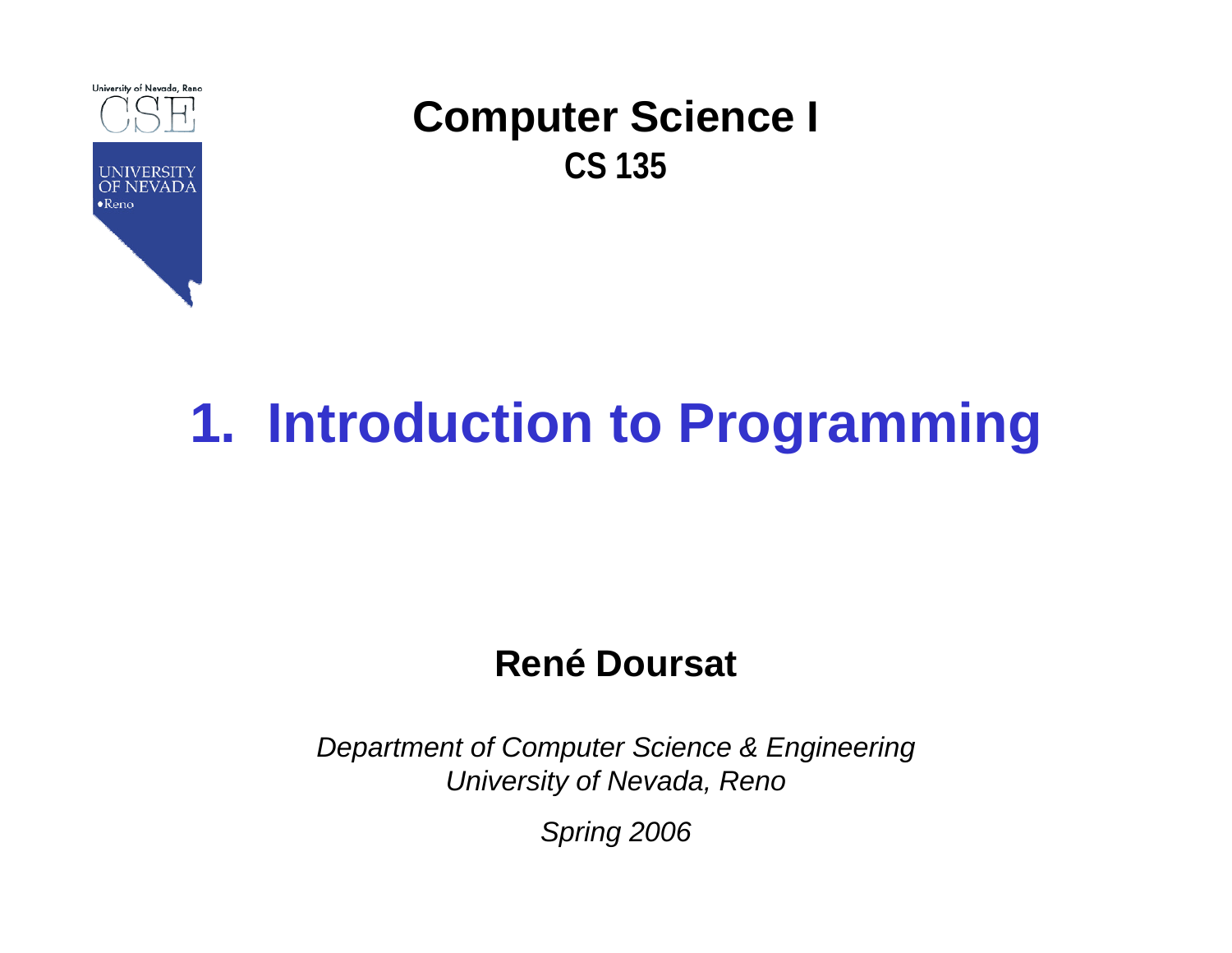**Computer Science I**
**CS 135**

# 1. Introduction to Programming

**René Doursat**

*Department of Computer Science & Engineering*
*University of Nevada, Reno*

*Spring 2006*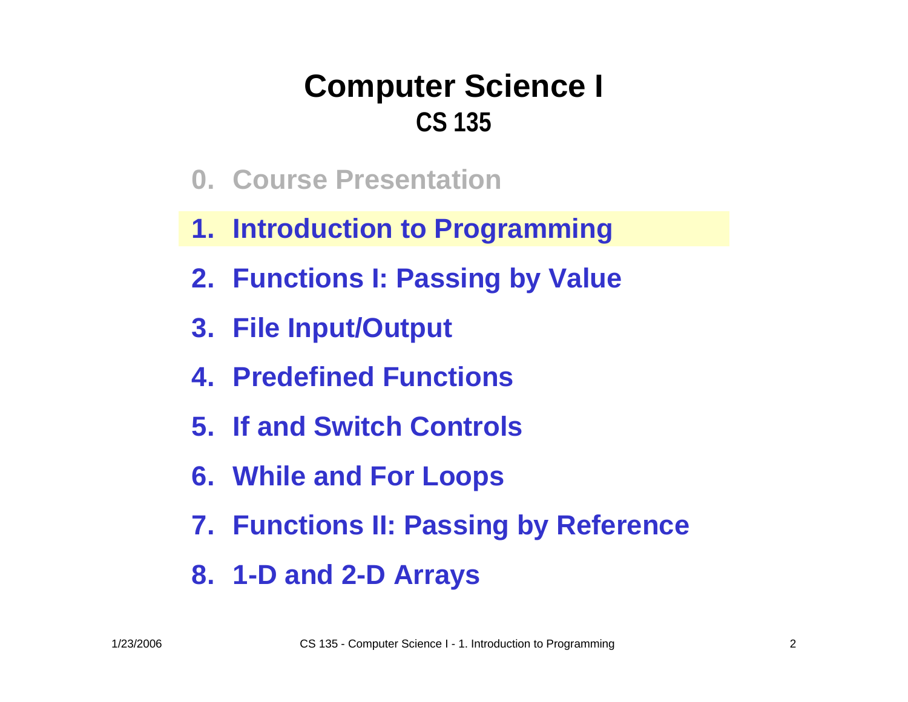# Computer Science I
## CS 135

0. Course Presentation
1. **Introduction to Programming**
2. Functions I: Passing by Value
3. File Input/Output
4. Predefined Functions
5. If and Switch Controls
6. While and For Loops
7. Functions II: Passing by Reference
8. 1-D and 2-D Arrays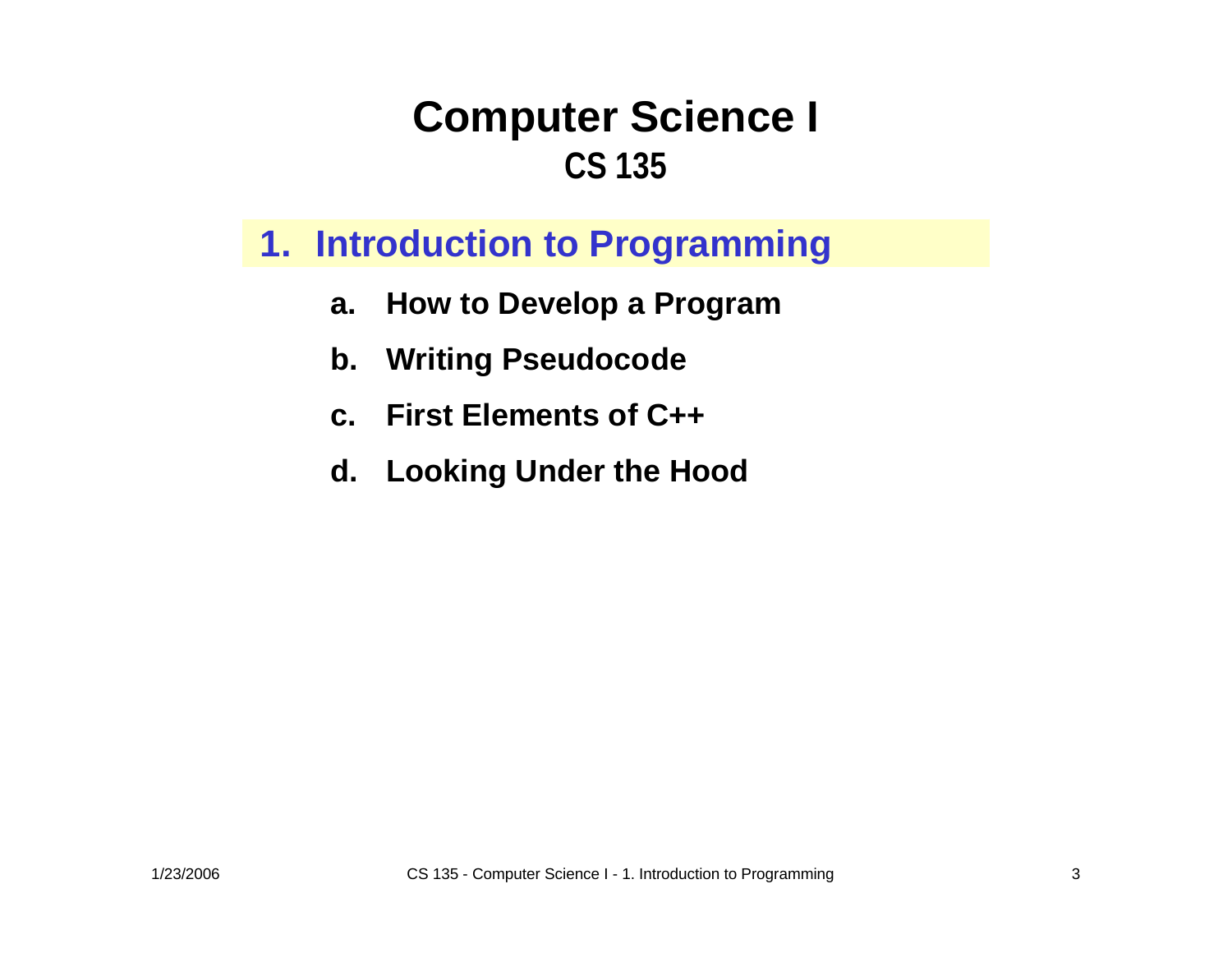# Computer Science I
## CS 135

### 1. Introduction to Programming

a. How to Develop a Program

b. Writing Pseudocode

c. First Elements of C++

d. Looking Under the Hood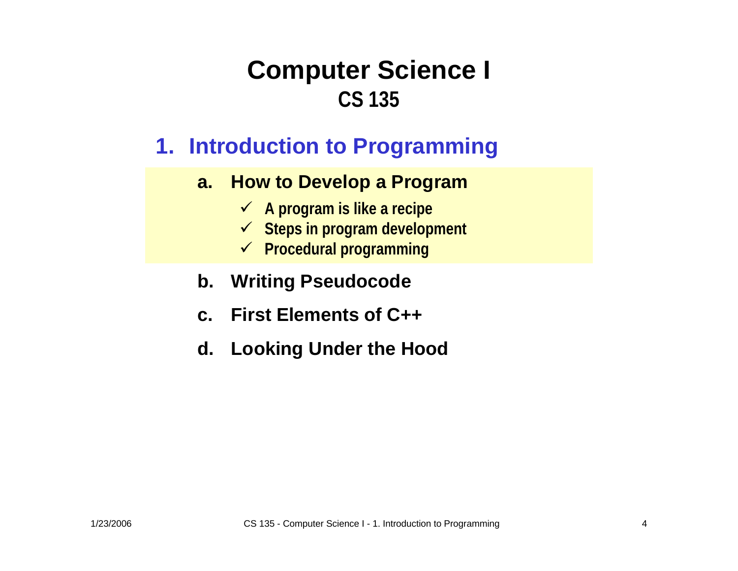# Computer Science I
## CS 135

### 1. Introduction to Programming

**a. How to Develop a Program**

- ✓ A program is like a recipe
- ✓ Steps in program development
- ✓ Procedural programming

**b. Writing Pseudocode**

**c. First Elements of C++**

**d. Looking Under the Hood**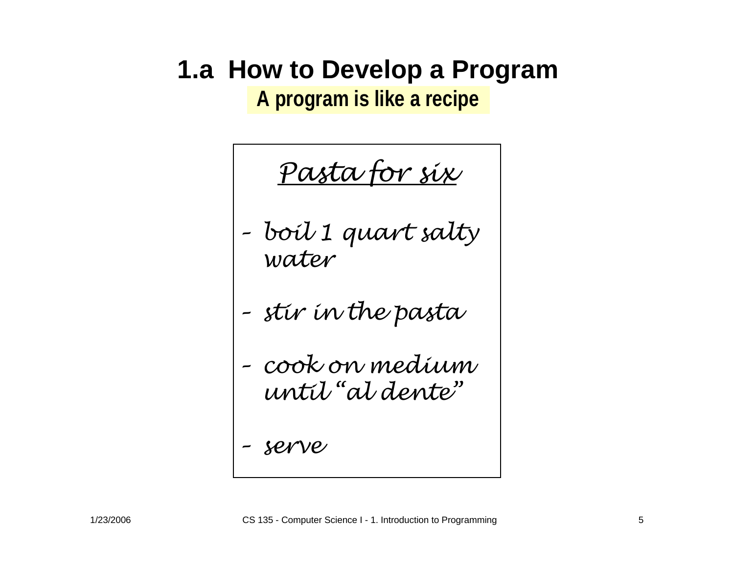# 1.a How to Develop a Program

**A program is like a recipe**

*Pasta for six*

- *boil 1 quart salty water*
- *stir in the pasta*
- *cook on medium until "al dente"*
- *serve*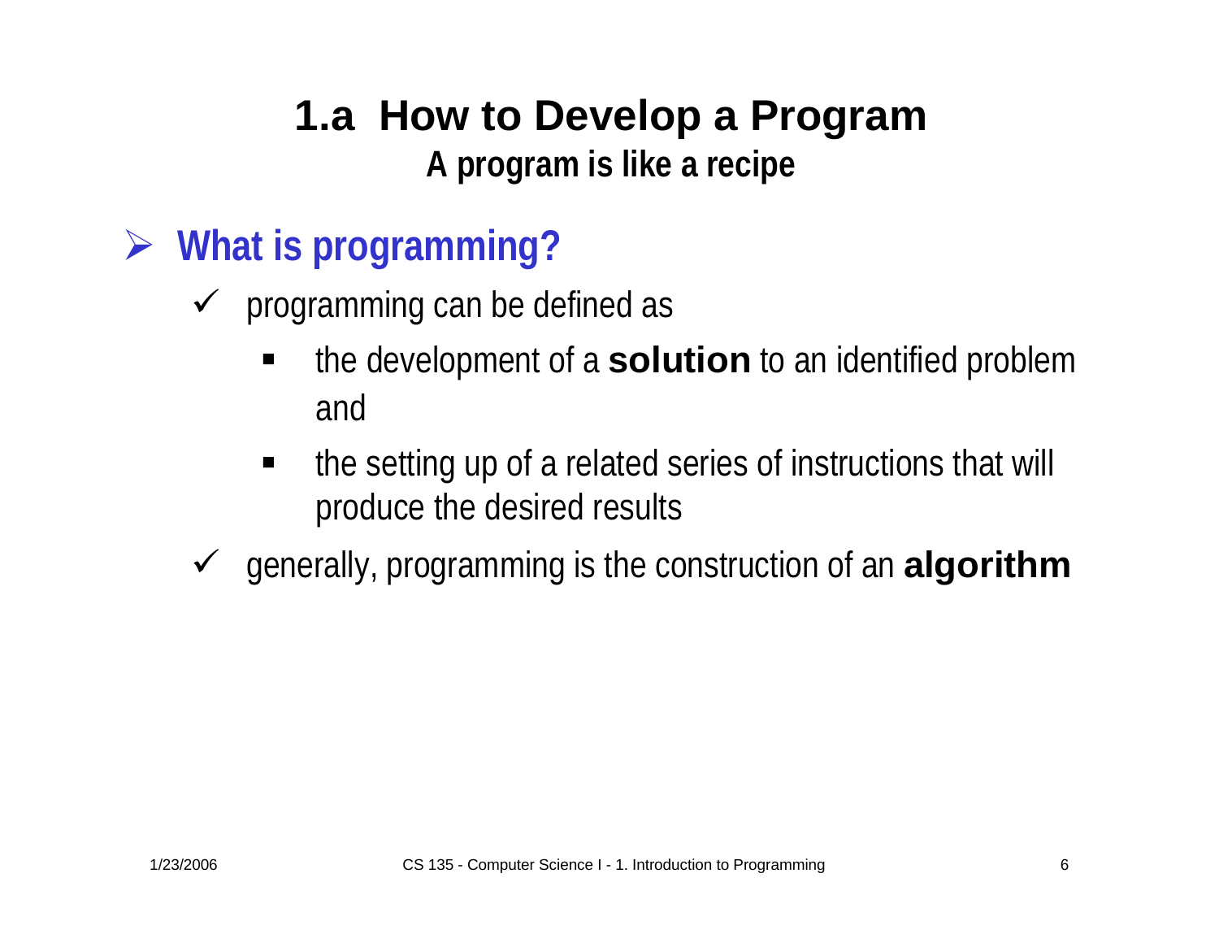# 1.a How to Develop a Program

## A program is like a recipe

- **What is programming?**
  - programming can be defined as
    - the development of a **solution** to an identified problem and
    - the setting up of a related series of instructions that will produce the desired results
  - generally, programming is the construction of an **algorithm**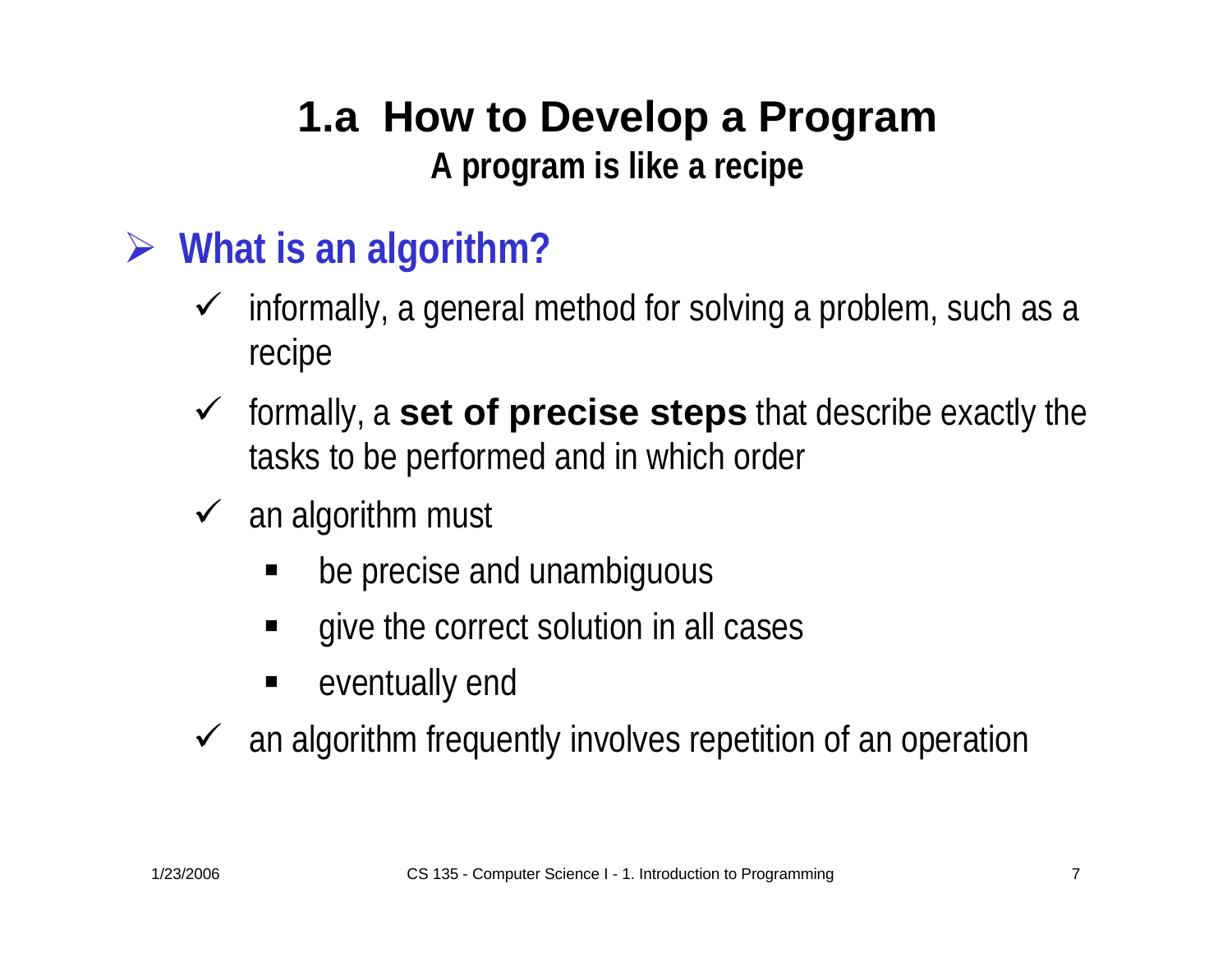# 1.a How to Develop a Program

**A program is like a recipe**

## What is an algorithm?

- informally, a general method for solving a problem, such as a recipe
- formally, a **set of precise steps** that describe exactly the tasks to be performed and in which order
- an algorithm must
  - be precise and unambiguous
  - give the correct solution in all cases
  - eventually end
- an algorithm frequently involves repetition of an operation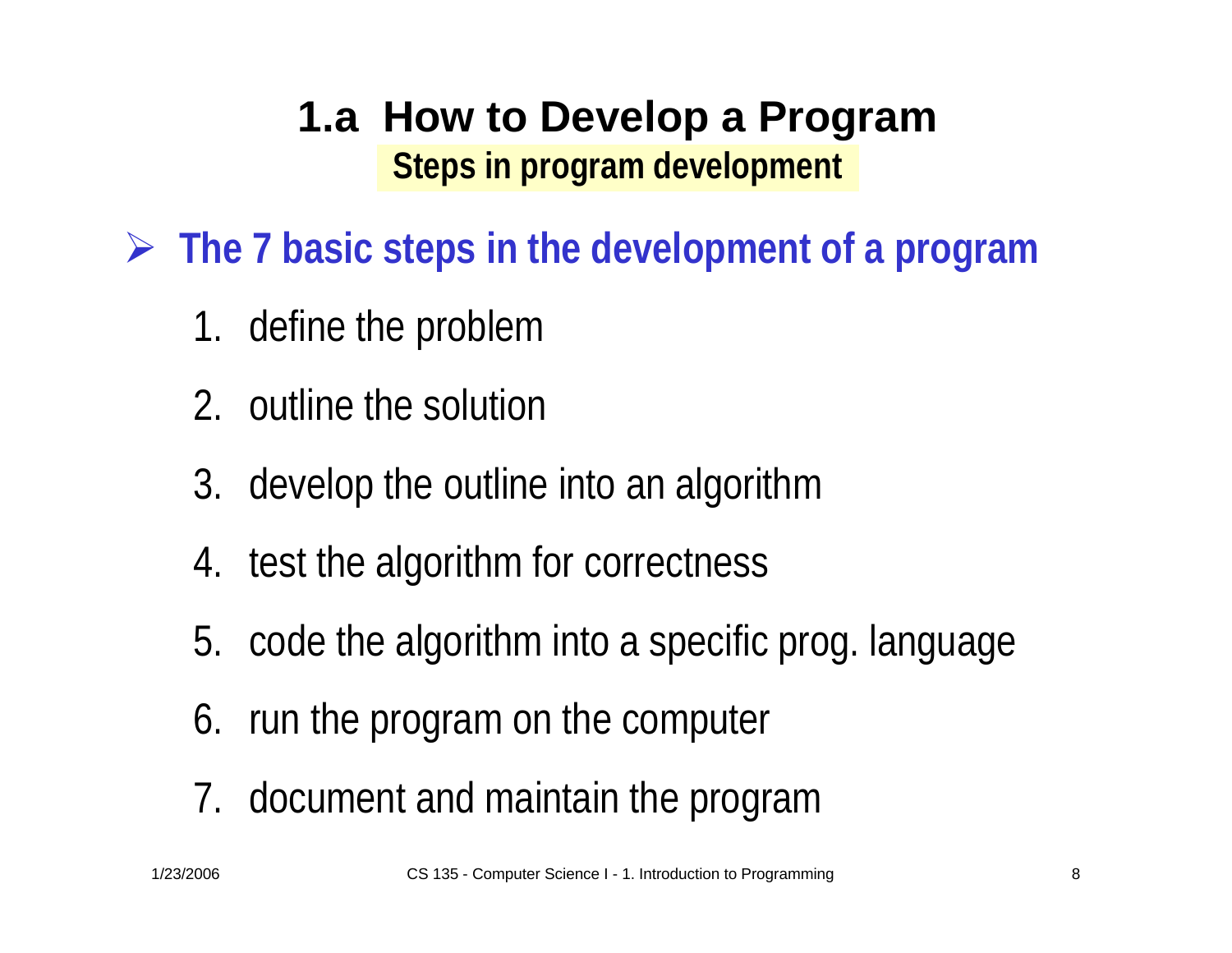# 1.a How to Develop a Program

**Steps in program development**

- **The 7 basic steps in the development of a program**

  1. define the problem
  2. outline the solution
  3. develop the outline into an algorithm
  4. test the algorithm for correctness
  5. code the algorithm into a specific prog. language
  6. run the program on the computer
  7. document and maintain the program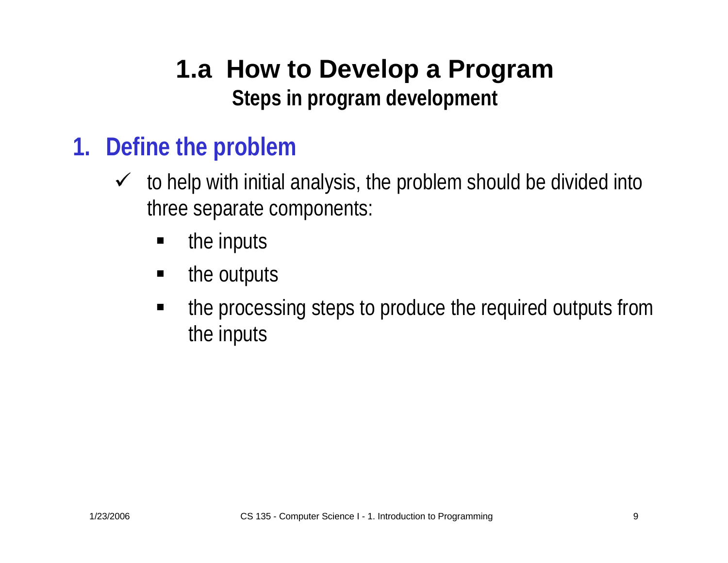# 1.a How to Develop a Program

## Steps in program development

### 1. Define the problem

- ✓ to help with initial analysis, the problem should be divided into three separate components:
  - the inputs
  - the outputs
  - the processing steps to produce the required outputs from the inputs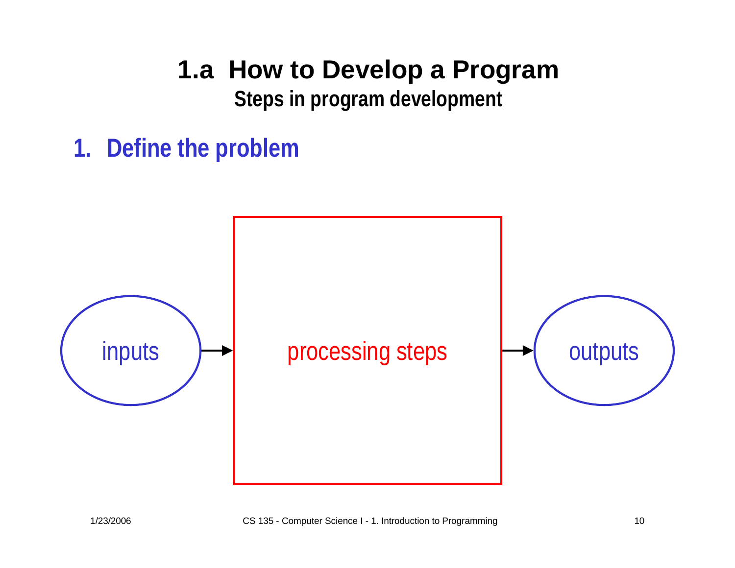# 1.a How to Develop a Program

## Steps in program development

1. **Define the problem**

inputs → processing steps → outputs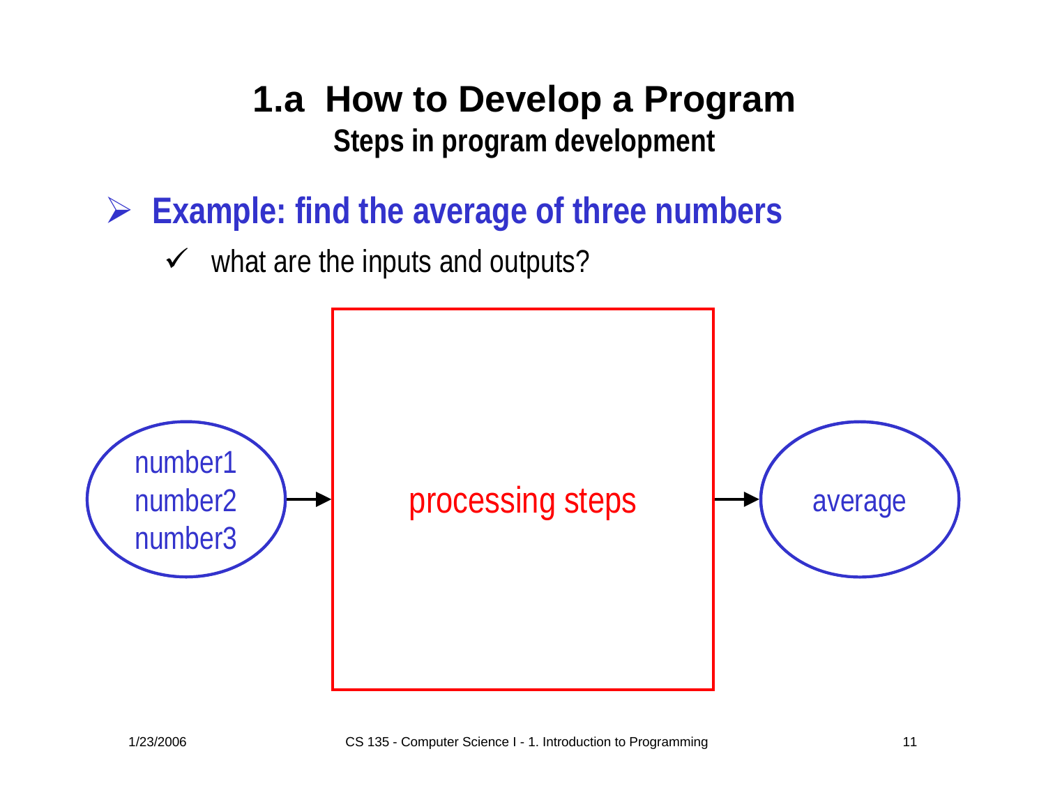# 1.a How to Develop a Program

## Steps in program development

- **Example: find the average of three numbers**
  - ✓ what are the inputs and outputs?

number1
number2
number3

processing steps

average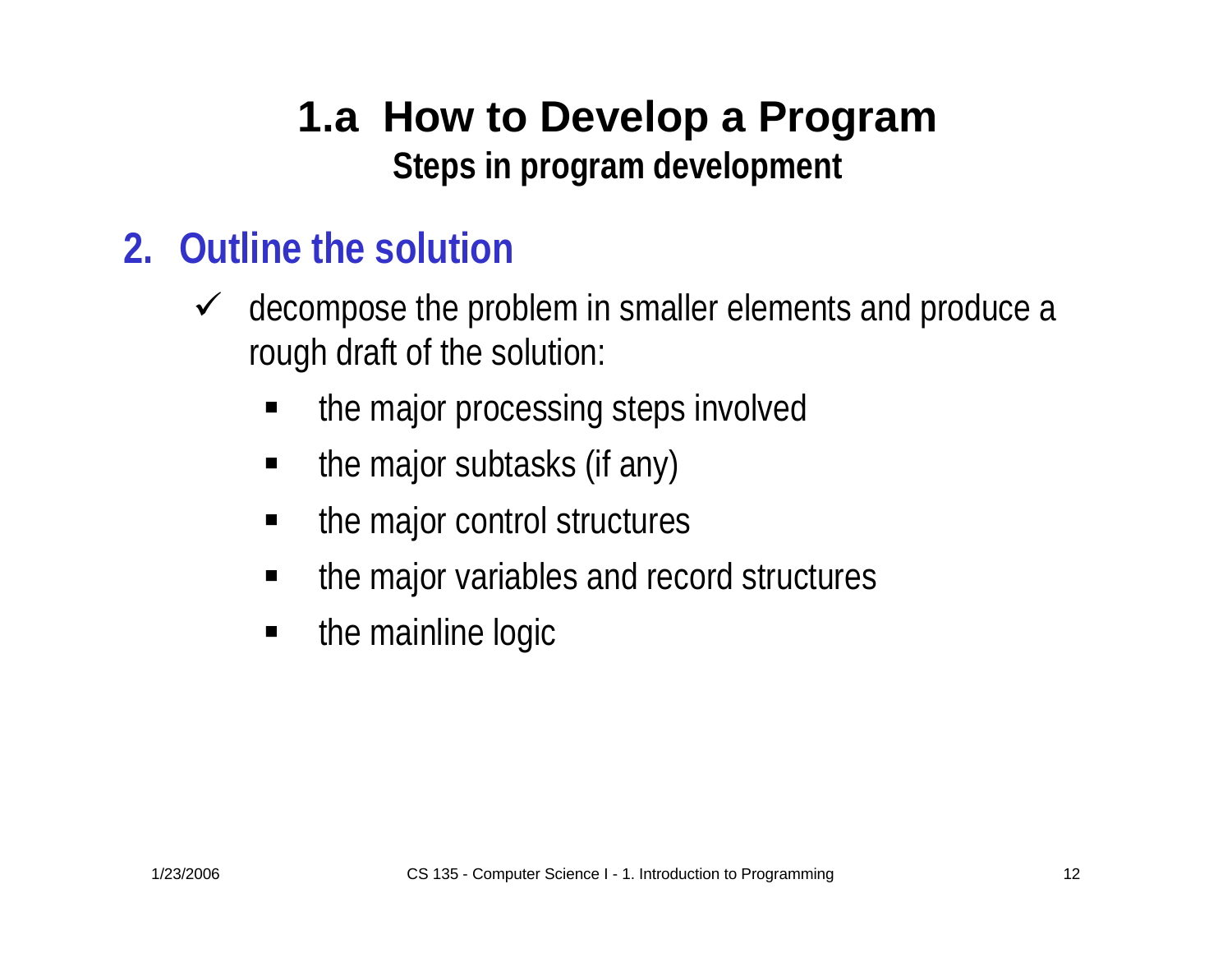# 1.a How to Develop a Program

## Steps in program development

### 2. Outline the solution

- ✓ decompose the problem in smaller elements and produce a rough draft of the solution:
  - the major processing steps involved
  - the major subtasks (if any)
  - the major control structures
  - the major variables and record structures
  - the mainline logic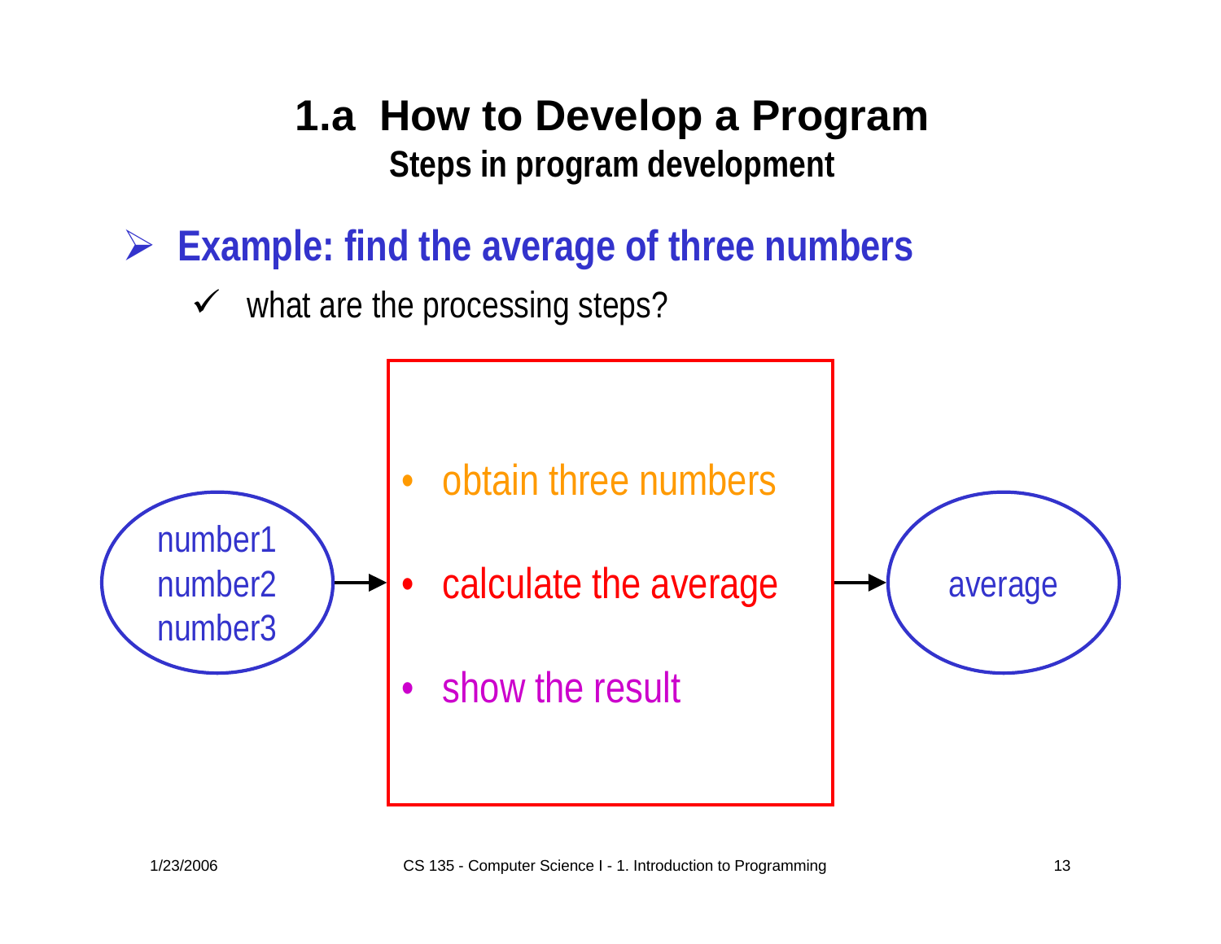# 1.a How to Develop a Program

## Steps in program development

- **Example: find the average of three numbers**
  - ✓ what are the processing steps?

number1
number2
number3

→

- obtain three numbers
- calculate the average
- show the result

→

average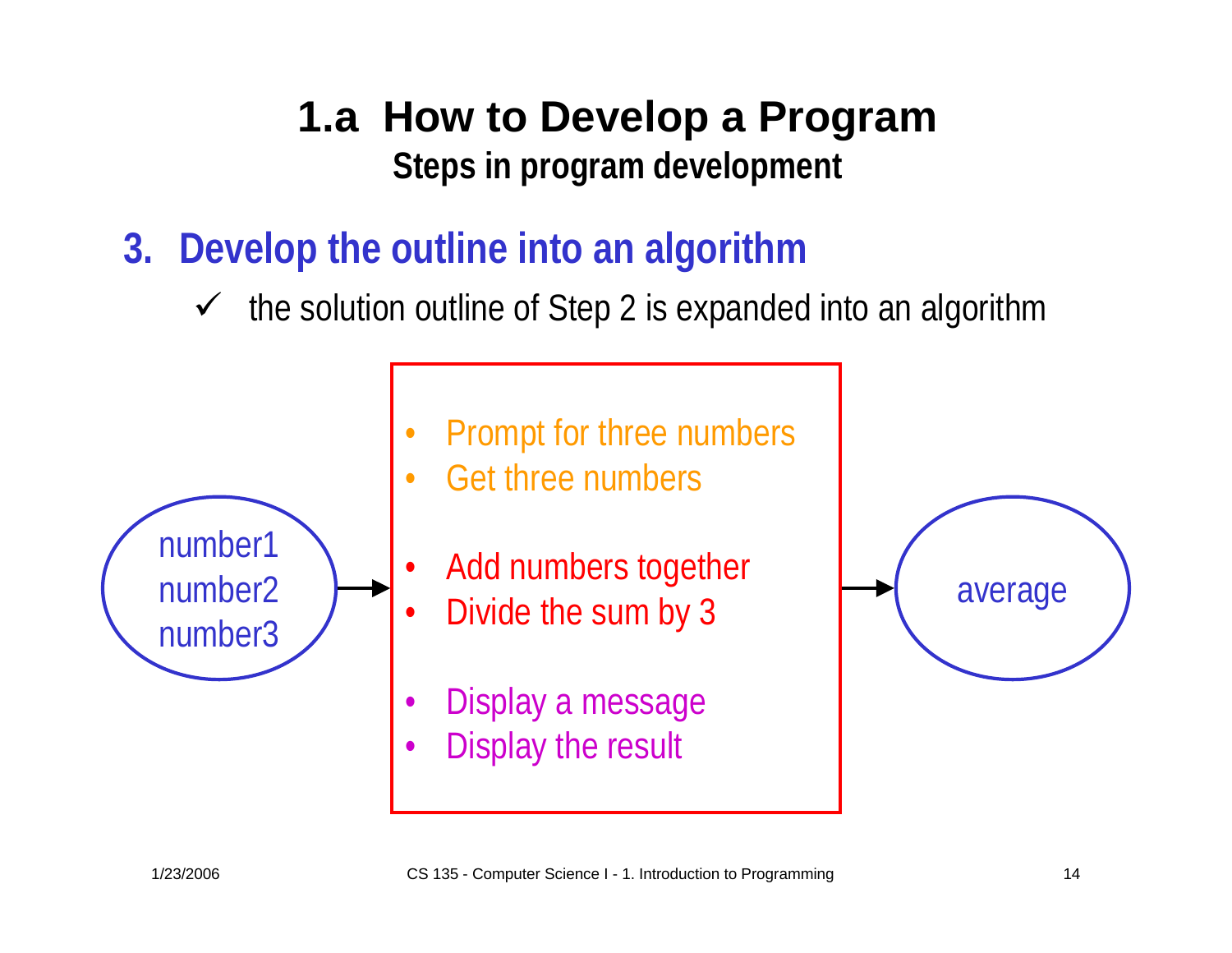# 1.a How to Develop a Program

## Steps in program development

### 3. Develop the outline into an algorithm

✓ the solution outline of Step 2 is expanded into an algorithm

number1
number2
number3

- Prompt for three numbers
- Get three numbers

- Add numbers together
- Divide the sum by 3

- Display a message
- Display the result

average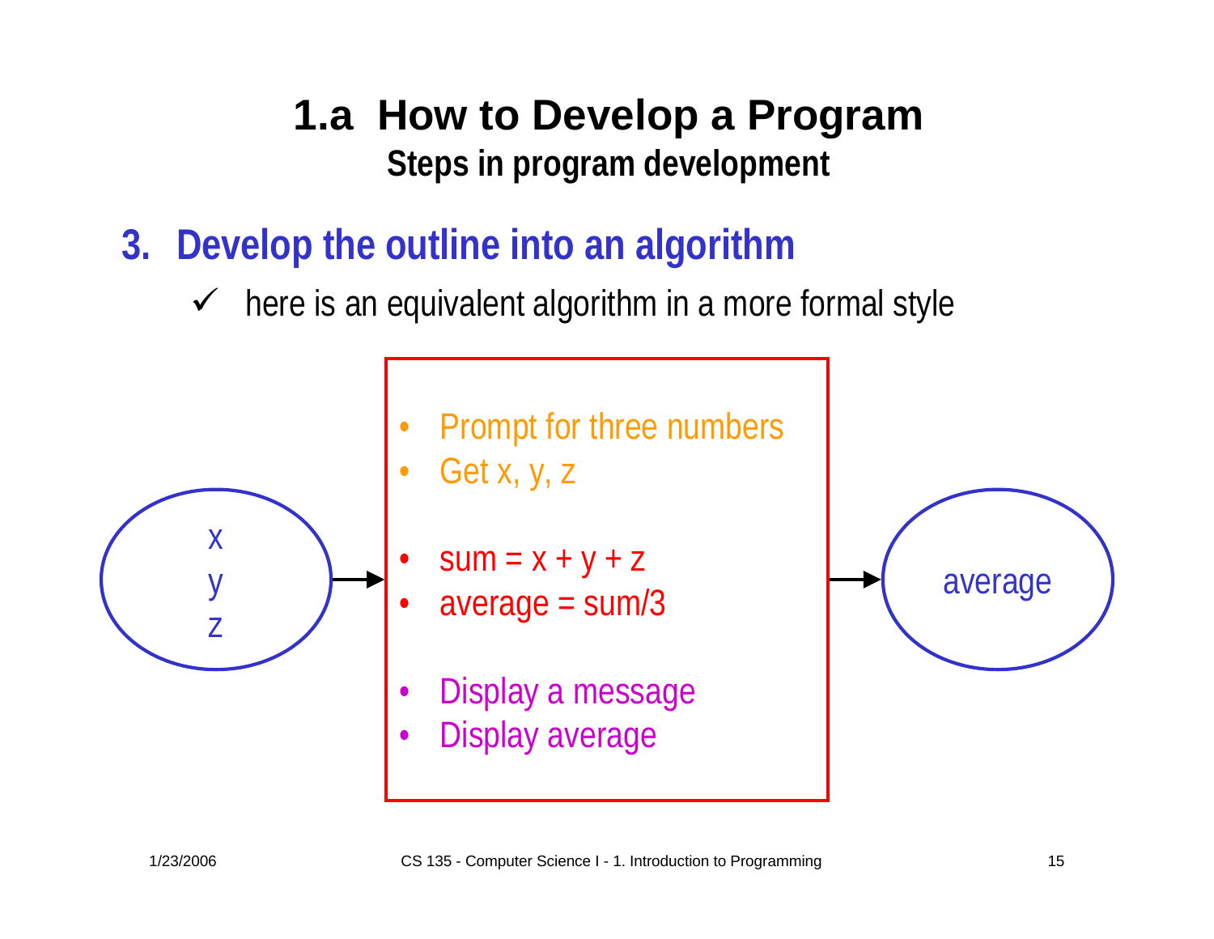# 1.a How to Develop a Program

## Steps in program development

### 3. Develop the outline into an algorithm

- ✓ here is an equivalent algorithm in a more formal style

x
y
z

- Prompt for three numbers
- Get x, y, z

- sum = x + y + z
- average = sum/3

- Display a message
- Display average

average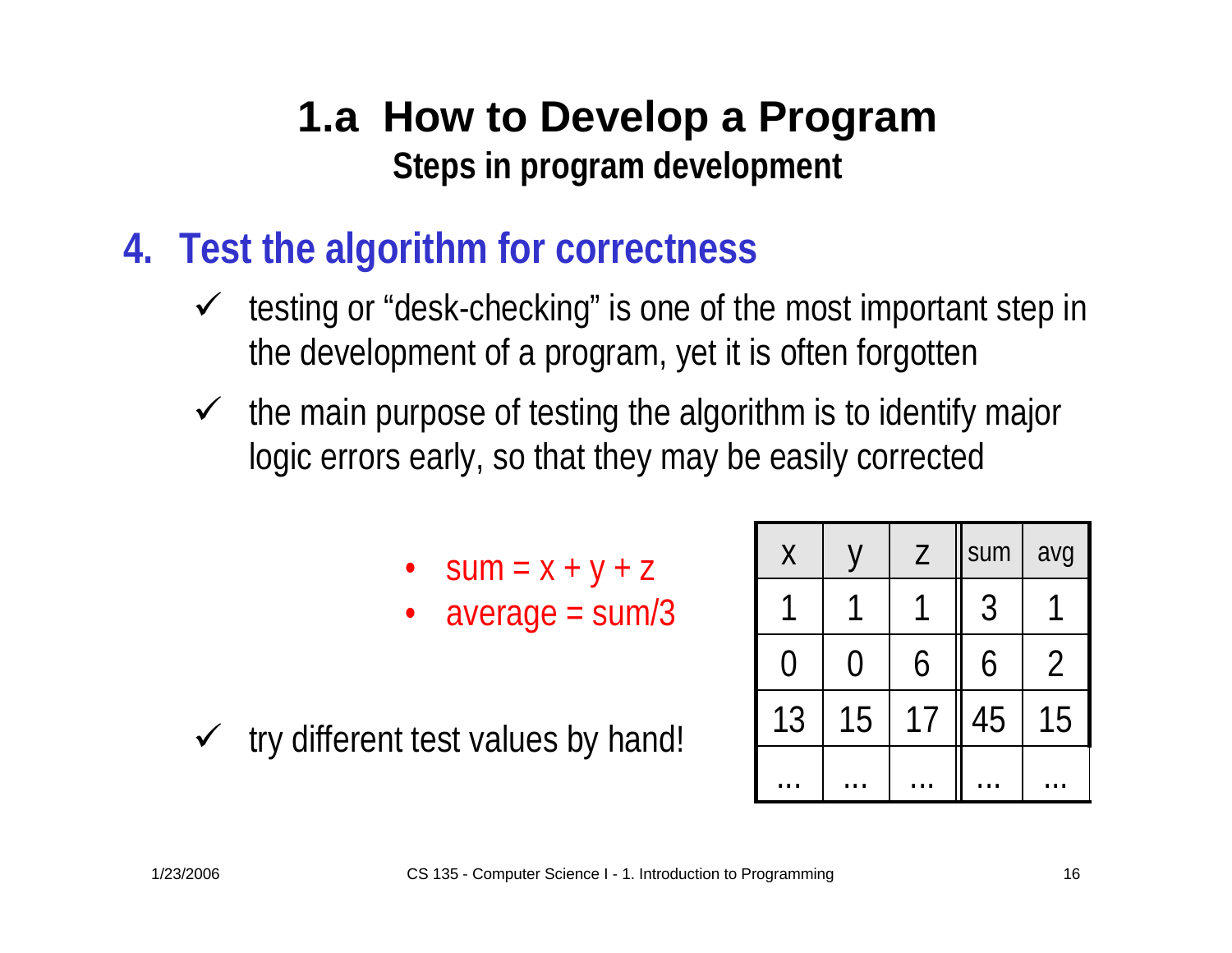# 1.a How to Develop a Program

## Steps in program development

### 4. Test the algorithm for correctness

- ✓ testing or "desk-checking" is one of the most important step in the development of a program, yet it is often forgotten
- ✓ the main purpose of testing the algorithm is to identify major logic errors early, so that they may be easily corrected

  - sum = x + y + z
  - average = sum/3

- ✓ try different test values by hand!

| x | y | z | sum | avg |
|---|---|---|---|---|
| 1 | 1 | 1 | 3 | 1 |
| 0 | 0 | 6 | 6 | 2 |
| 13 | 15 | 17 | 45 | 15 |
| ... | ... | ... | ... | ... |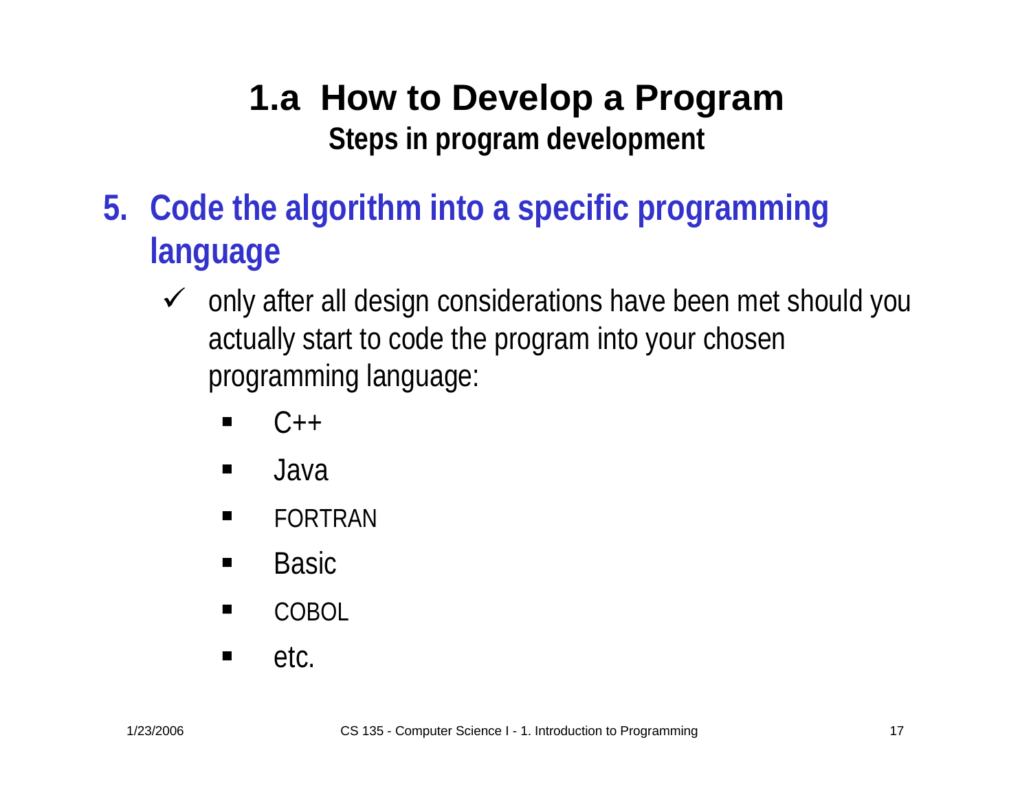# 1.a How to Develop a Program

## Steps in program development

5. **Code the algorithm into a specific programming language**

   ✓ only after all design considerations have been met should you actually start to code the program into your chosen programming language:

   - C++
   - Java
   - FORTRAN
   - Basic
   - COBOL
   - etc.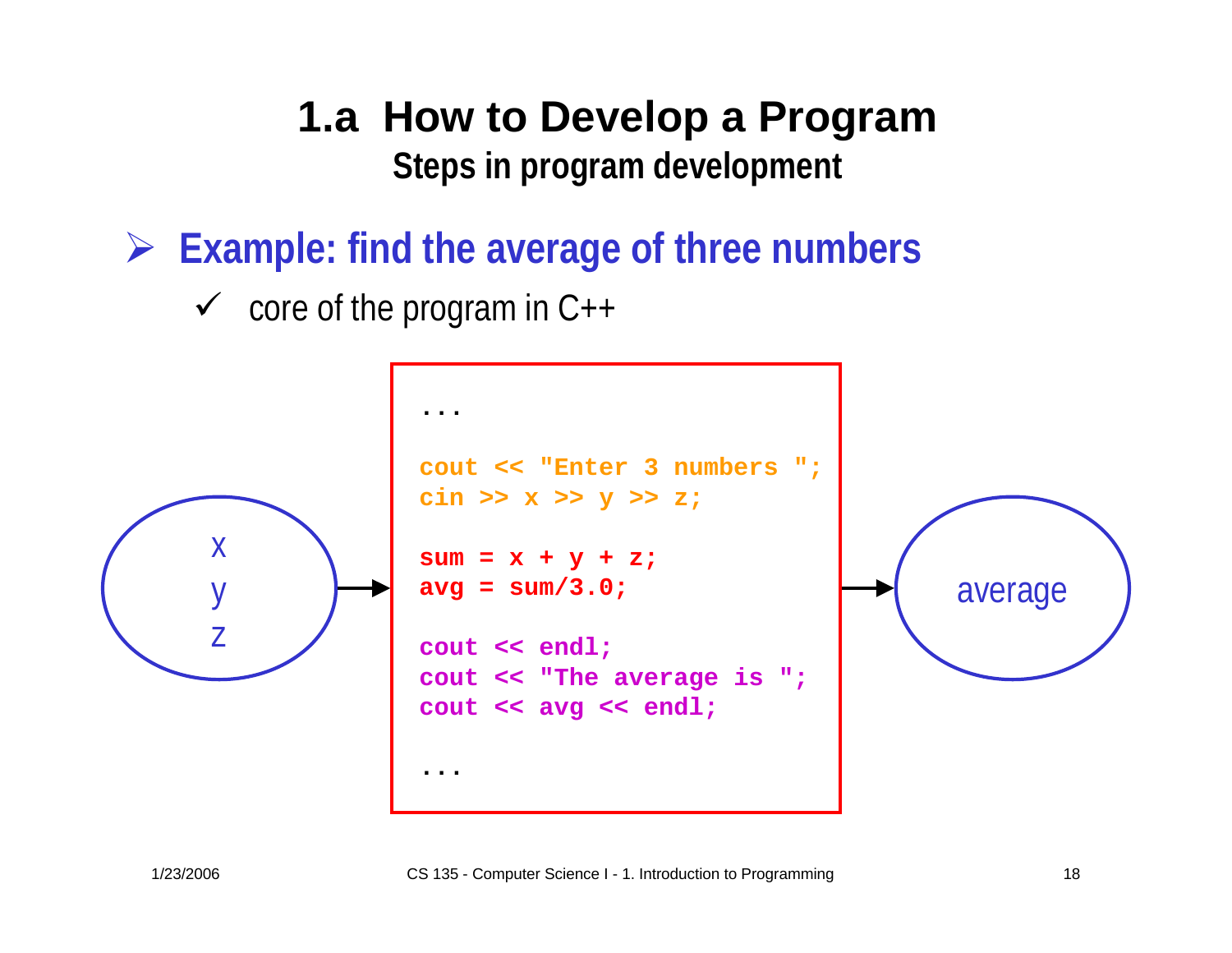# 1.a How to Develop a Program

## Steps in program development

- **Example: find the average of three numbers**
  - ✓ core of the program in C++

x
y
z

```
...

cout << "Enter 3 numbers ";
cin >> x >> y >> z;

sum = x + y + z;
avg = sum/3.0;

cout << endl;
cout << "The average is ";
cout << avg << endl;

...
```

average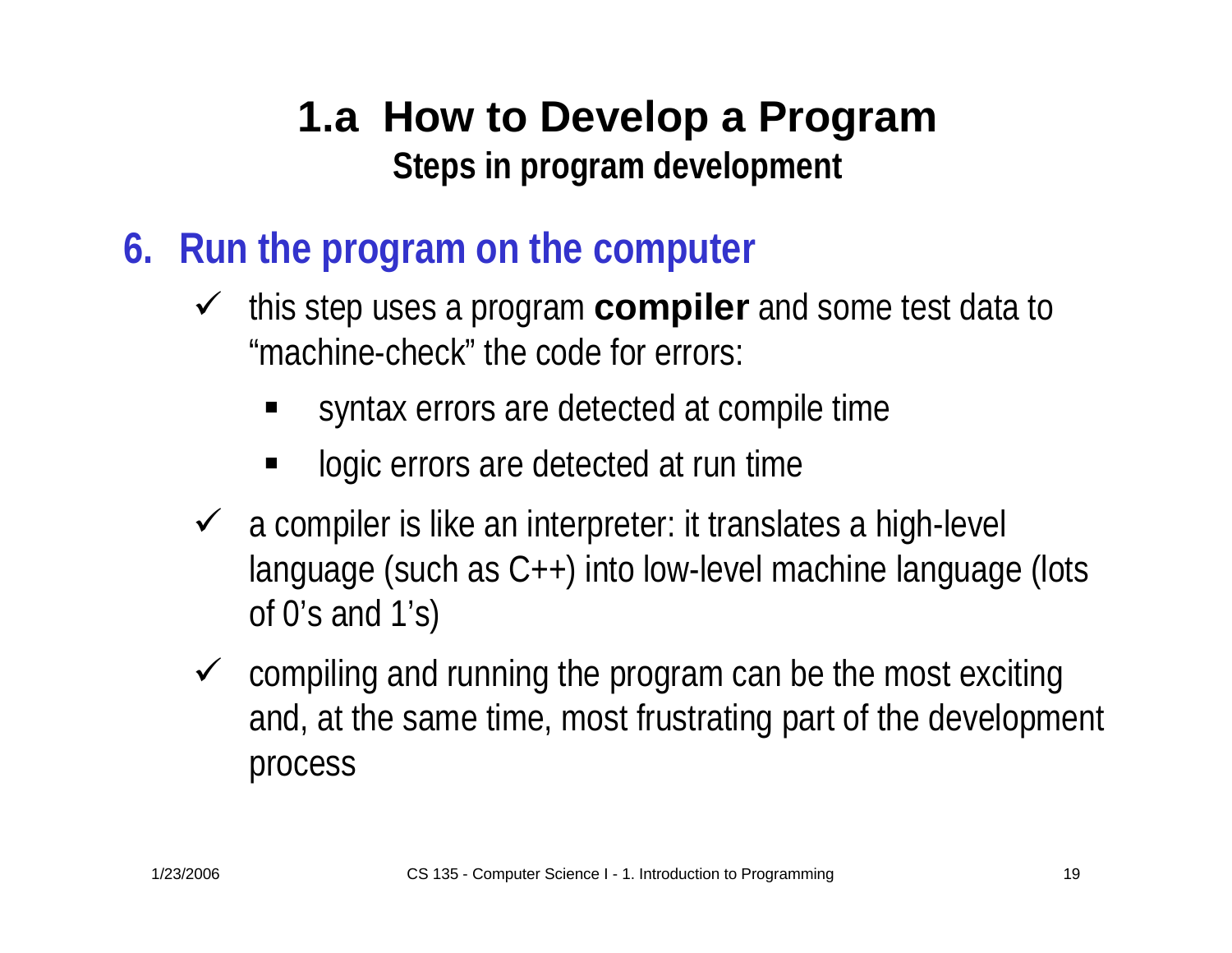# 1.a How to Develop a Program

## Steps in program development

### 6. Run the program on the computer

- ✓ this step uses a program **compiler** and some test data to "machine-check" the code for errors:
  - syntax errors are detected at compile time
  - logic errors are detected at run time
- ✓ a compiler is like an interpreter: it translates a high-level language (such as C++) into low-level machine language (lots of 0's and 1's)
- ✓ compiling and running the program can be the most exciting and, at the same time, most frustrating part of the development process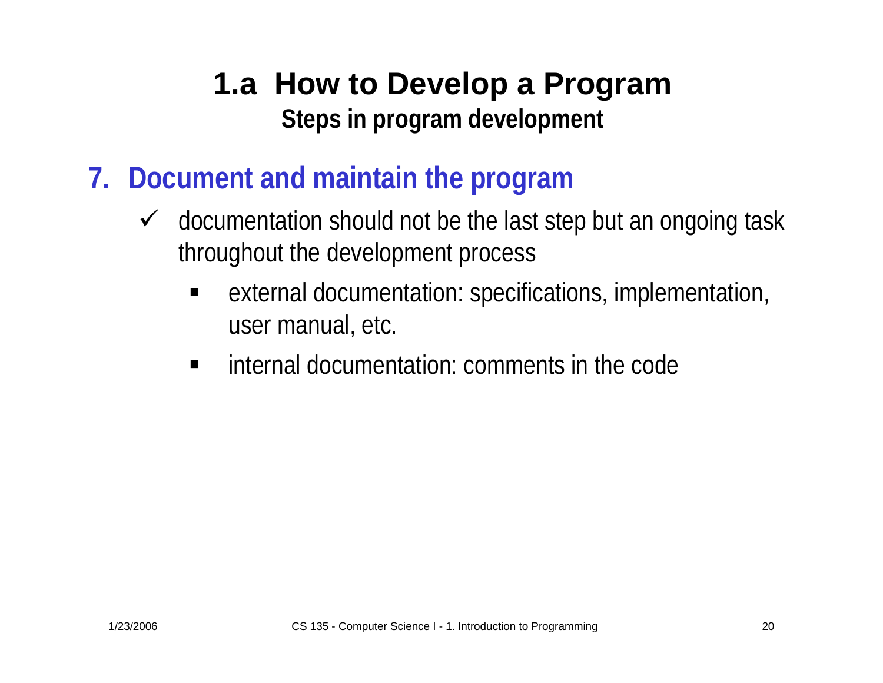# 1.a How to Develop a Program

## Steps in program development

### 7. Document and maintain the program

- ✓ documentation should not be the last step but an ongoing task throughout the development process
  - external documentation: specifications, implementation, user manual, etc.
  - internal documentation: comments in the code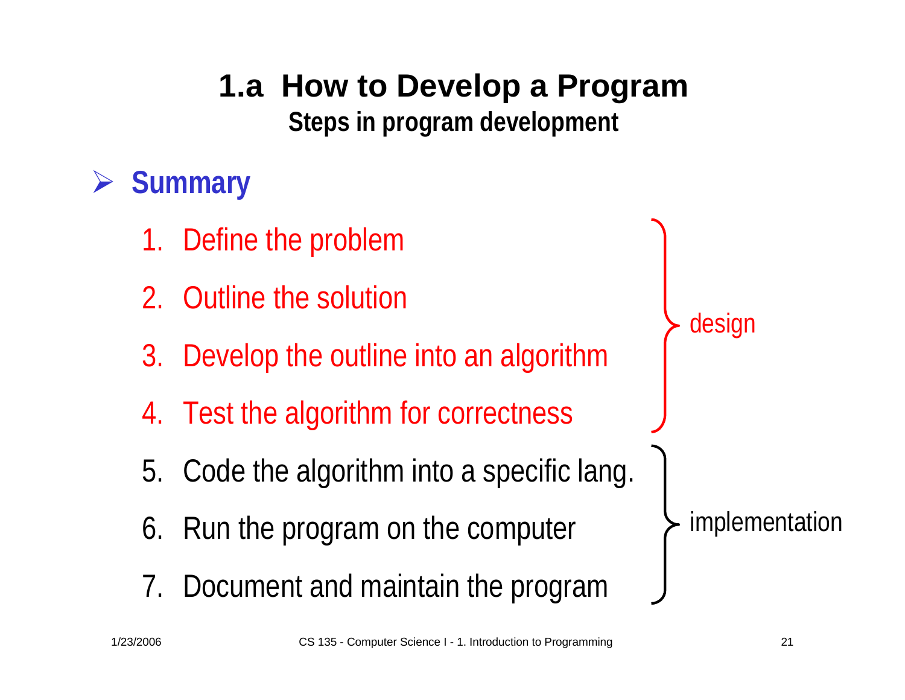# 1.a How to Develop a Program

## Steps in program development

- **Summary**

1. Define the problem
2. Outline the solution
3. Develop the outline into an algorithm
4. Test the algorithm for correctness
5. Code the algorithm into a specific lang.
6. Run the program on the computer
7. Document and maintain the program

design (steps 1–4)

implementation (steps 5–7)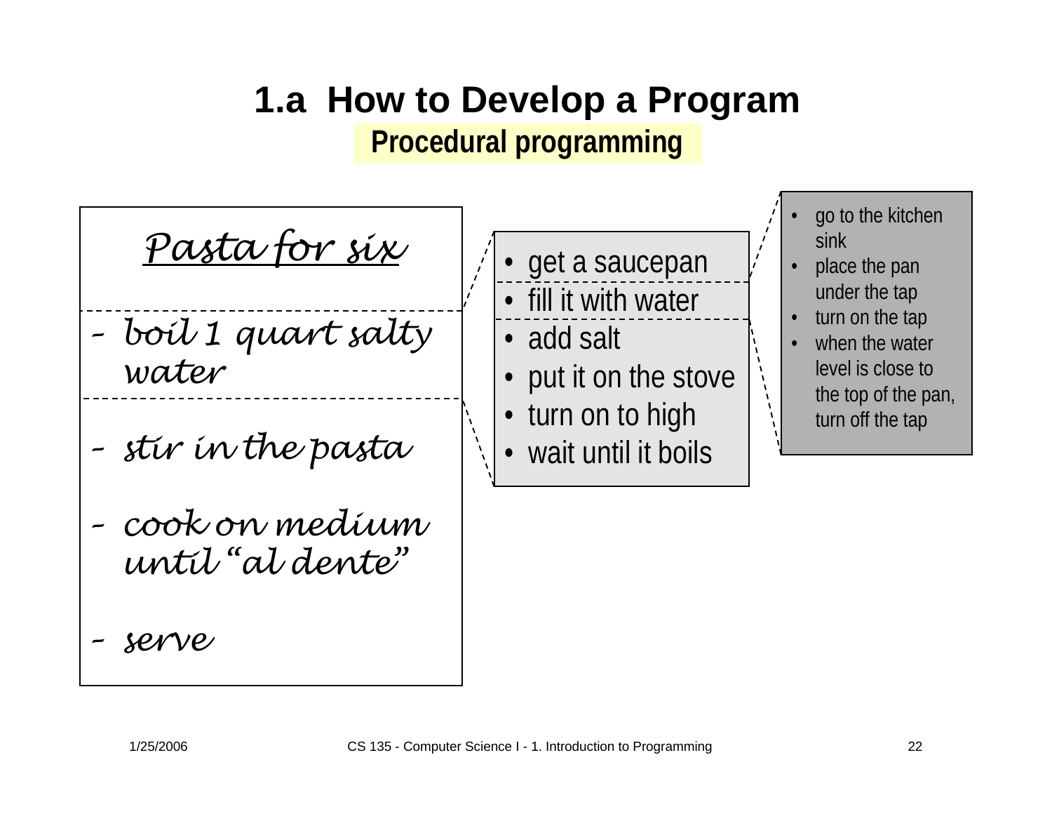# 1.a How to Develop a Program

**Procedural programming**

*Pasta for six*

- *boil 1 quart salty water*
- *stir in the pasta*
- *cook on medium until "al dente"*
- *serve*

---

- get a saucepan
- fill it with water
- add salt
- put it on the stove
- turn on to high
- wait until it boils

---

- go to the kitchen sink
- place the pan under the tap
- turn on the tap
- when the water level is close to the top of the pan, turn off the tap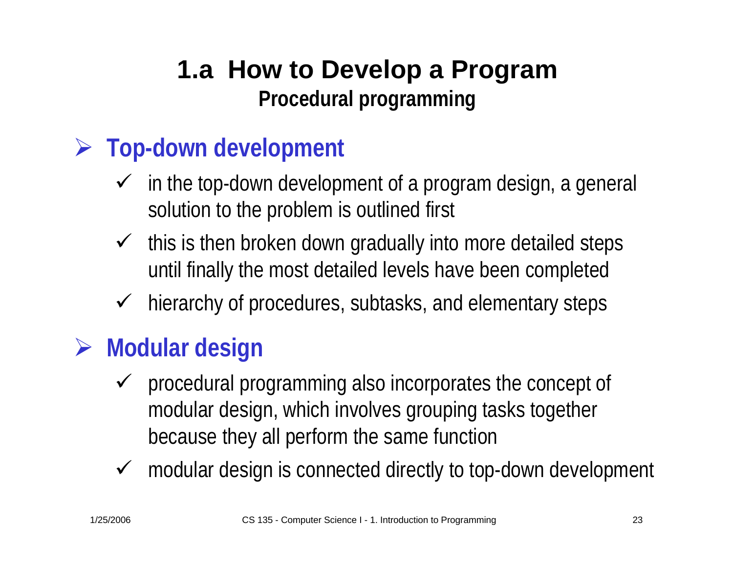# 1.a How to Develop a Program

## Procedural programming

- **Top-down development**
  - in the top-down development of a program design, a general solution to the problem is outlined first
  - this is then broken down gradually into more detailed steps until finally the most detailed levels have been completed
  - hierarchy of procedures, subtasks, and elementary steps
- **Modular design**
  - procedural programming also incorporates the concept of modular design, which involves grouping tasks together because they all perform the same function
  - modular design is connected directly to top-down development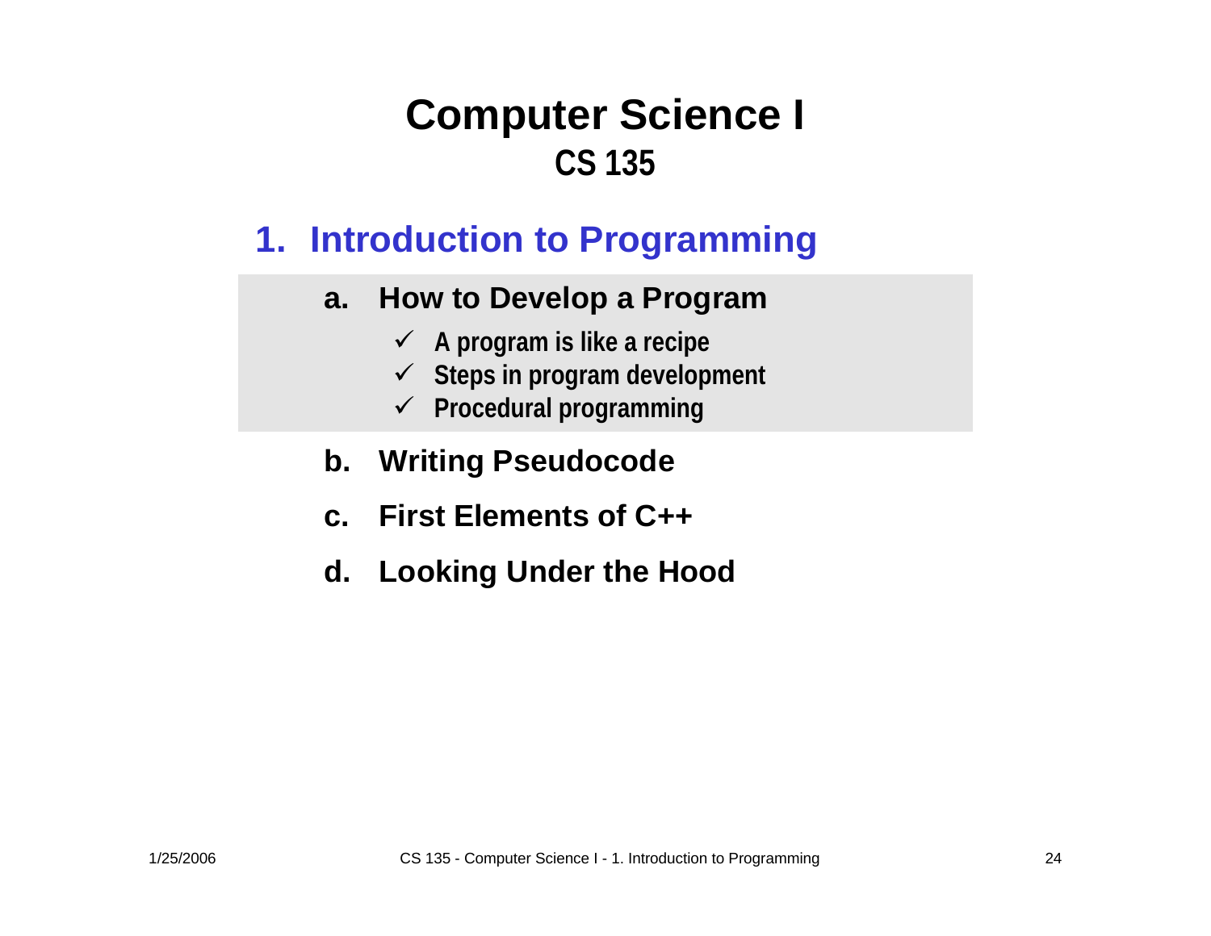# Computer Science I
## CS 135

### 1. Introduction to Programming

a. **How to Develop a Program**
   - ✓ A program is like a recipe
   - ✓ Steps in program development
   - ✓ Procedural programming

b. **Writing Pseudocode**

c. **First Elements of C++**

d. **Looking Under the Hood**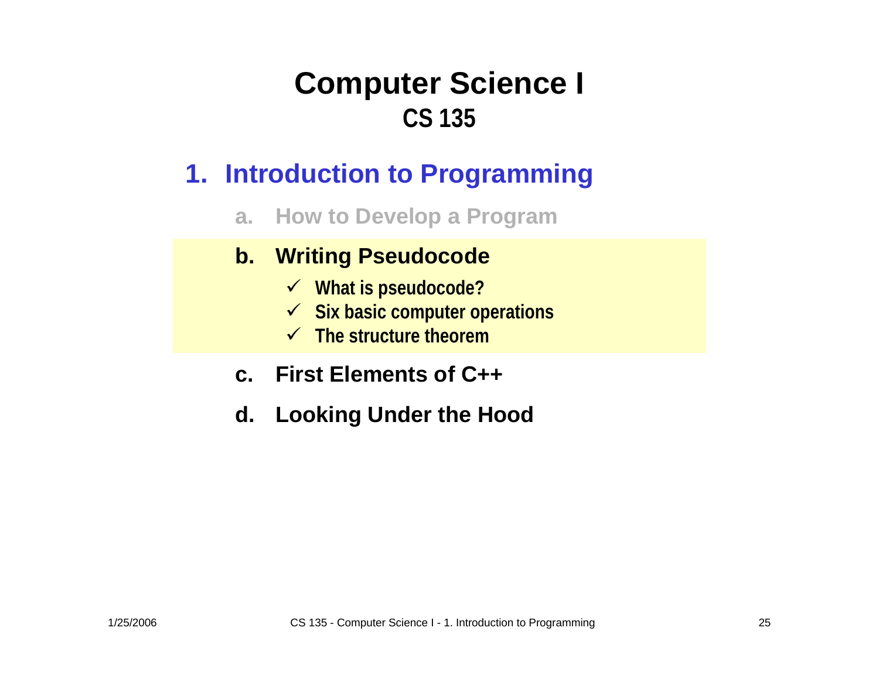# Computer Science I

## CS 135

## 1. Introduction to Programming

a. How to Develop a Program

b. **Writing Pseudocode**

- ✓ What is pseudocode?
- ✓ Six basic computer operations
- ✓ The structure theorem

c. First Elements of C++

d. Looking Under the Hood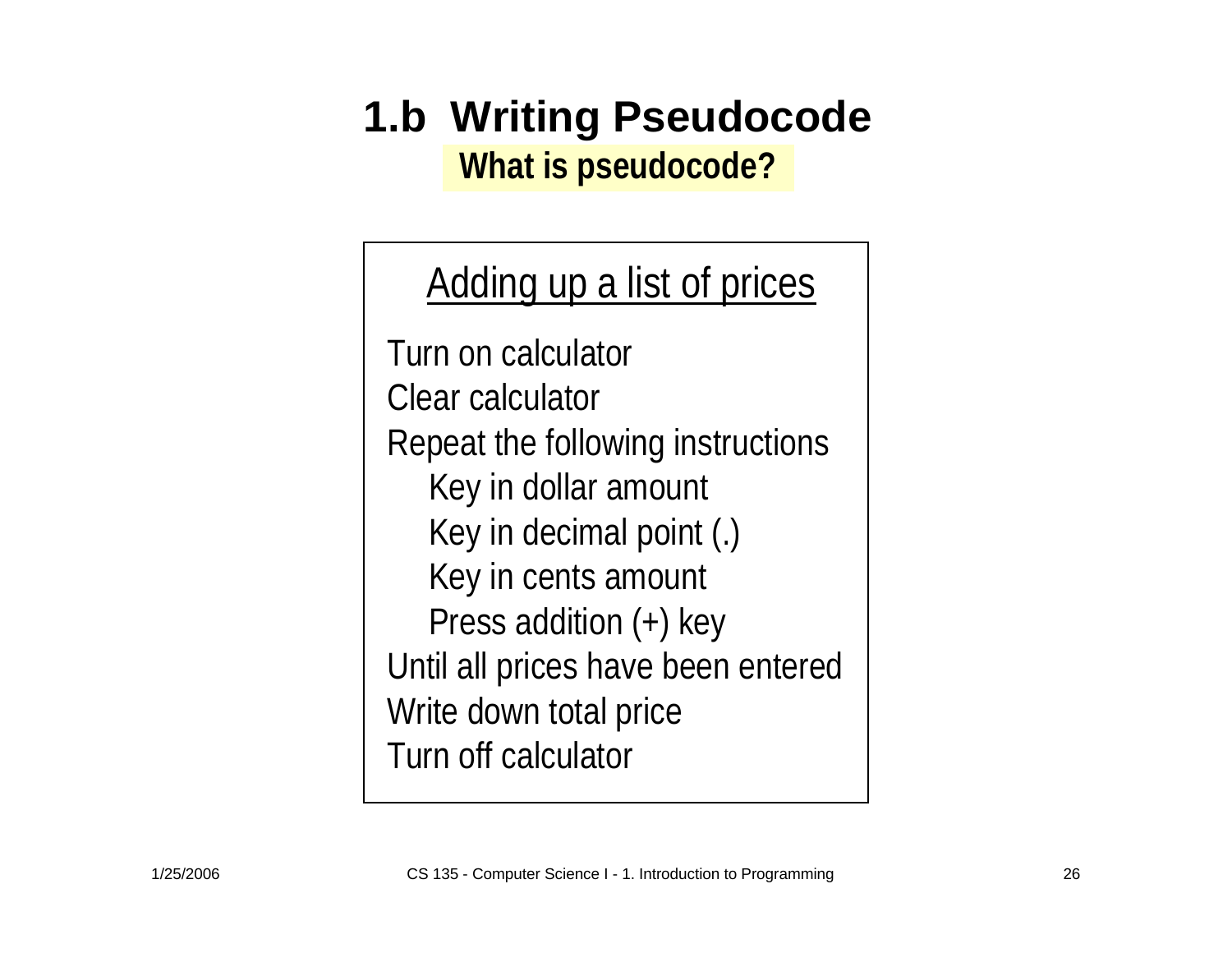# 1.b Writing Pseudocode

## What is pseudocode?

<u>Adding up a list of prices</u>

```
Turn on calculator
Clear calculator
Repeat the following instructions
    Key in dollar amount
    Key in decimal point (.)
    Key in cents amount
    Press addition (+) key
Until all prices have been entered
Write down total price
Turn off calculator
```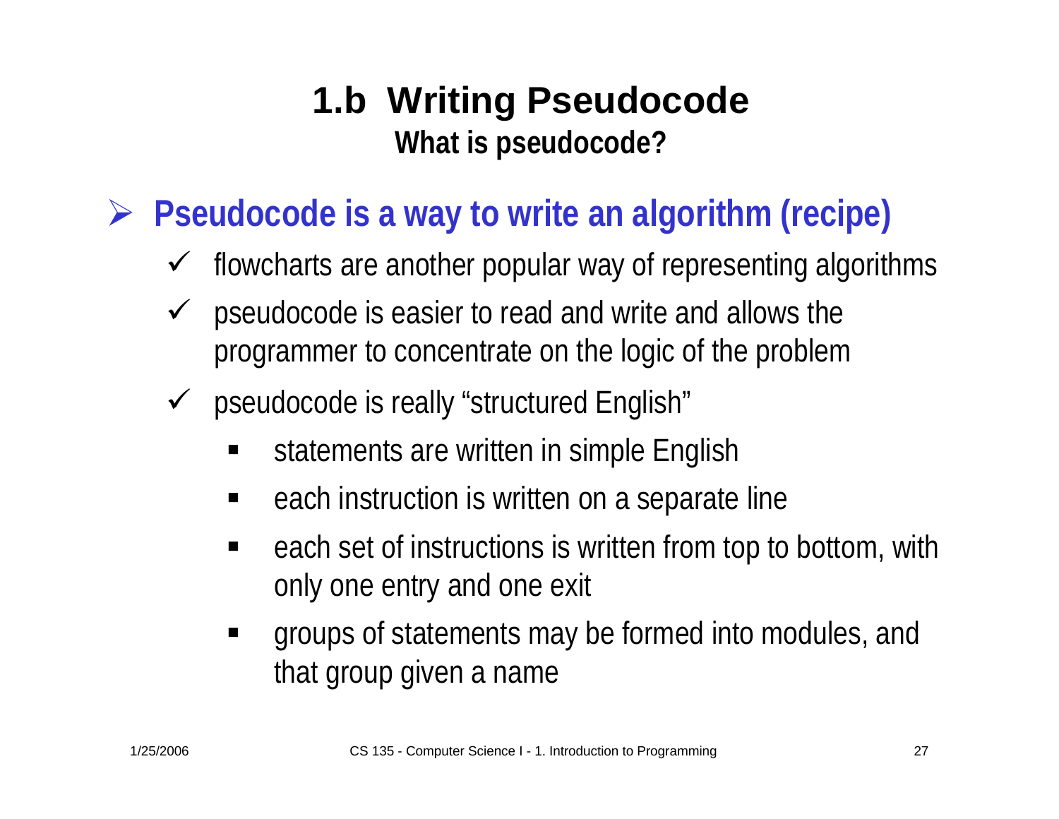# 1.b Writing Pseudocode

## What is pseudocode?

- **Pseudocode is a way to write an algorithm (recipe)**
  - flowcharts are another popular way of representing algorithms
  - pseudocode is easier to read and write and allows the programmer to concentrate on the logic of the problem
  - pseudocode is really "structured English"
    - statements are written in simple English
    - each instruction is written on a separate line
    - each set of instructions is written from top to bottom, with only one entry and one exit
    - groups of statements may be formed into modules, and that group given a name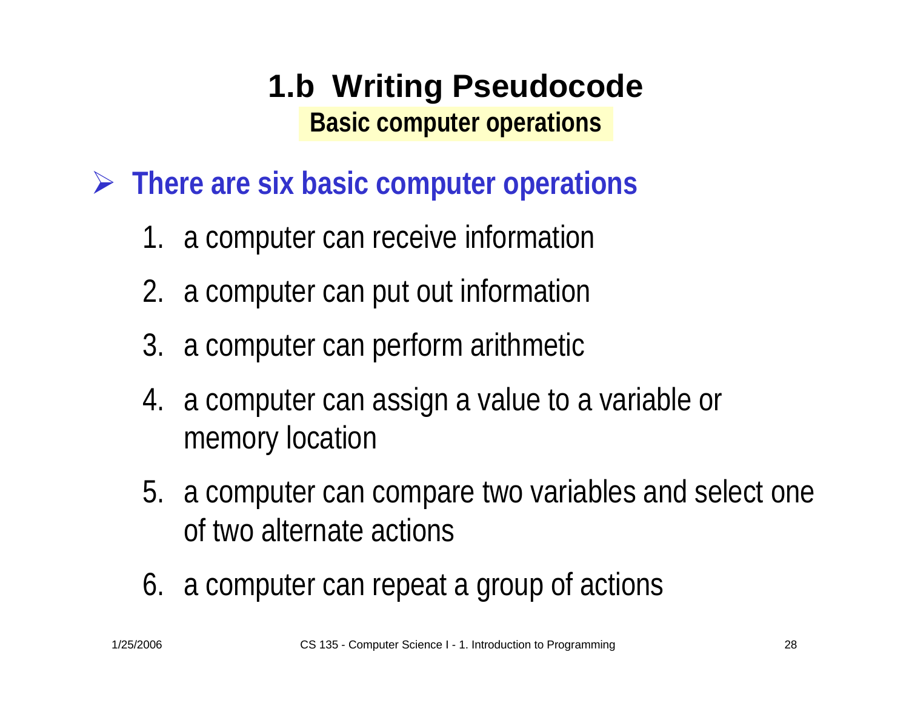# 1.b Writing Pseudocode

**Basic computer operations**

- **There are six basic computer operations**

  1. a computer can receive information
  2. a computer can put out information
  3. a computer can perform arithmetic
  4. a computer can assign a value to a variable or memory location
  5. a computer can compare two variables and select one of two alternate actions
  6. a computer can repeat a group of actions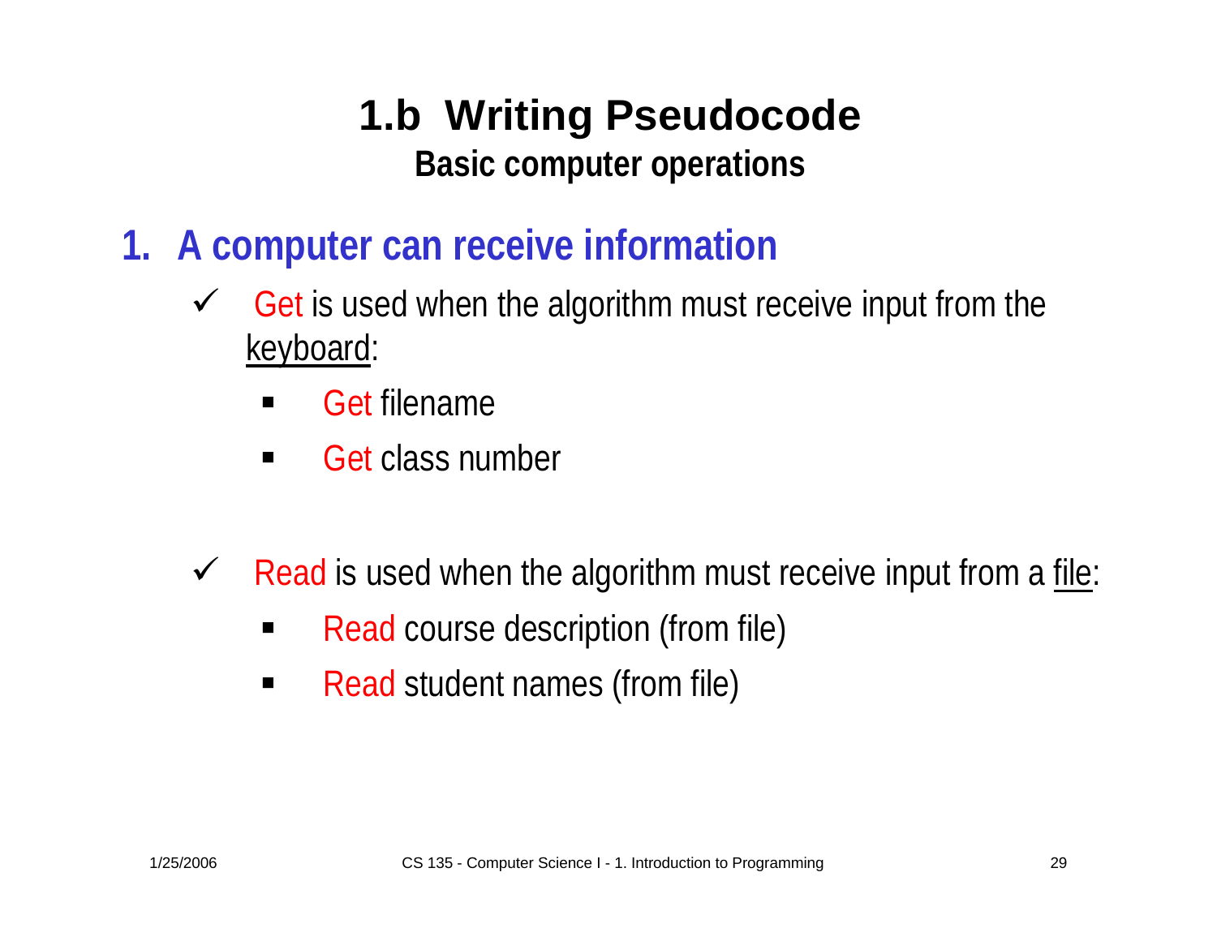# 1.b Writing Pseudocode

## Basic computer operations

### 1. A computer can receive information

- ✓ Get is used when the algorithm must receive input from the keyboard:
  - Get filename
  - Get class number

- ✓ Read is used when the algorithm must receive input from a file:
  - Read course description (from file)
  - Read student names (from file)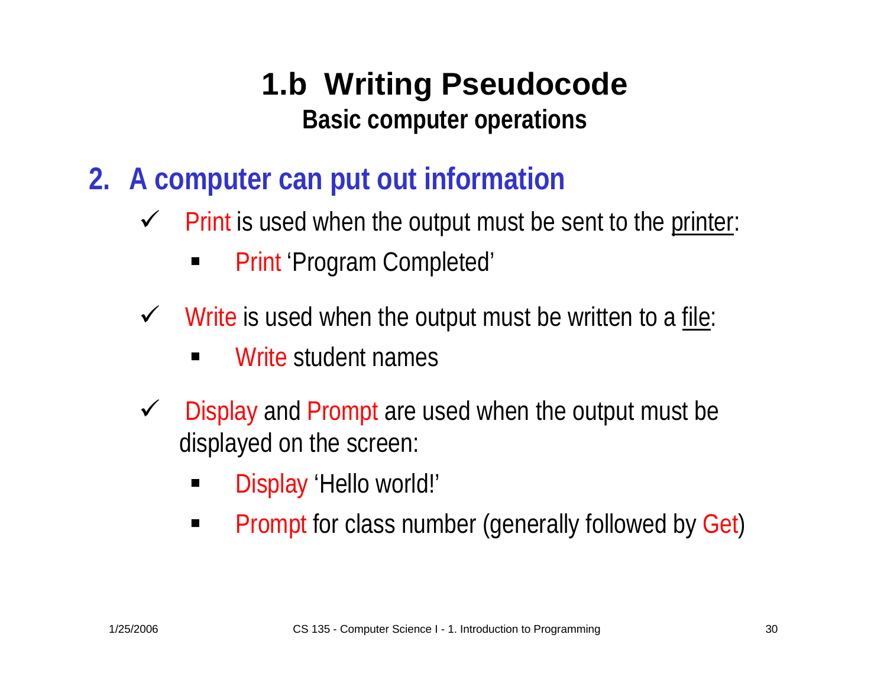# 1.b Writing Pseudocode

## Basic computer operations

## 2. A computer can put out information

- ✓ Print is used when the output must be sent to the printer:
  - Print 'Program Completed'
- ✓ Write is used when the output must be written to a file:
  - Write student names
- ✓ Display and Prompt are used when the output must be displayed on the screen:
  - Display 'Hello world!'
  - Prompt for class number (generally followed by Get)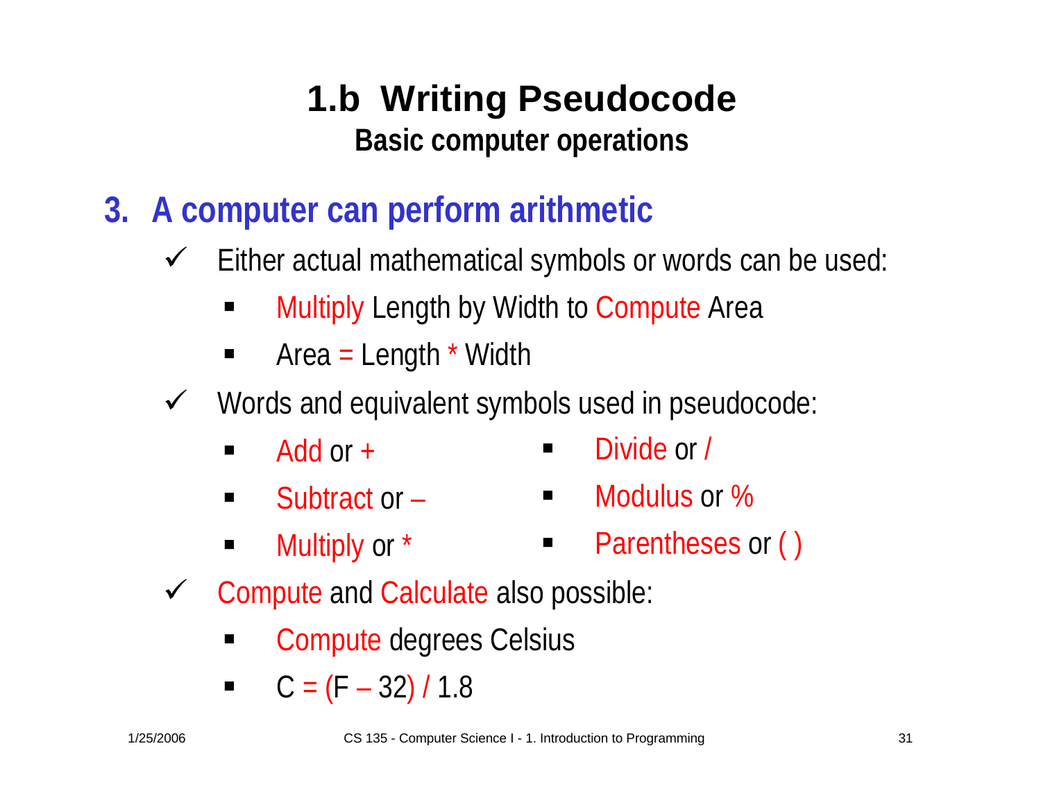# 1.b Writing Pseudocode

## Basic computer operations

### 3. A computer can perform arithmetic

- ✓ Either actual mathematical symbols or words can be used:
  - Multiply Length by Width to Compute Area
  - Area = Length * Width
- ✓ Words and equivalent symbols used in pseudocode:
  - Add or +
  - Subtract or –
  - Multiply or *
  - Divide or /
  - Modulus or %
  - Parentheses or ( )
- ✓ Compute and Calculate also possible:
  - Compute degrees Celsius
  - C = (F – 32) / 1.8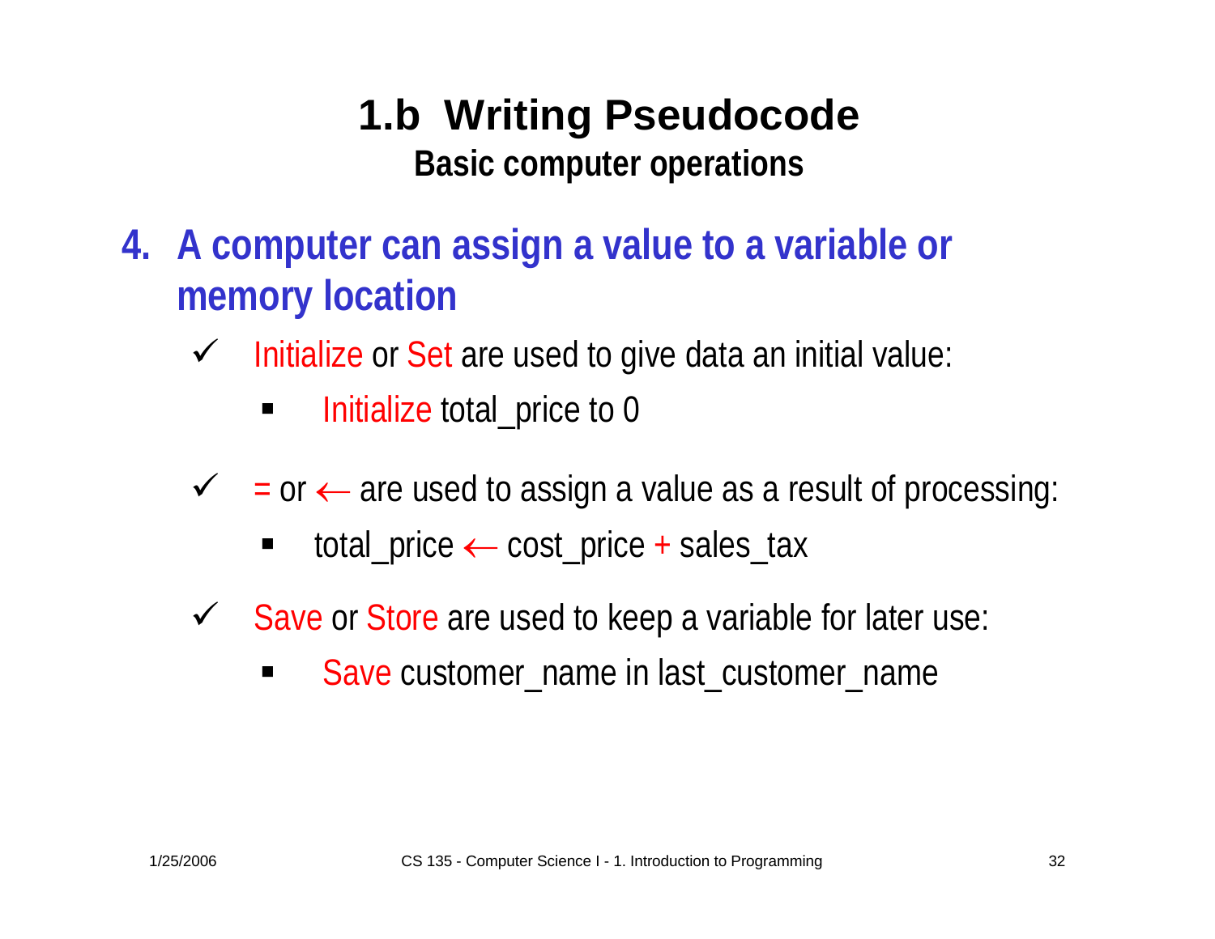# 1.b Writing Pseudocode

## Basic computer operations

4. **A computer can assign a value to a variable or memory location**

   - ✓ Initialize or Set are used to give data an initial value:
     - Initialize total_price to 0
   - ✓ = or ← are used to assign a value as a result of processing:
     - total_price ← cost_price + sales_tax
   - ✓ Save or Store are used to keep a variable for later use:
     - Save customer_name in last_customer_name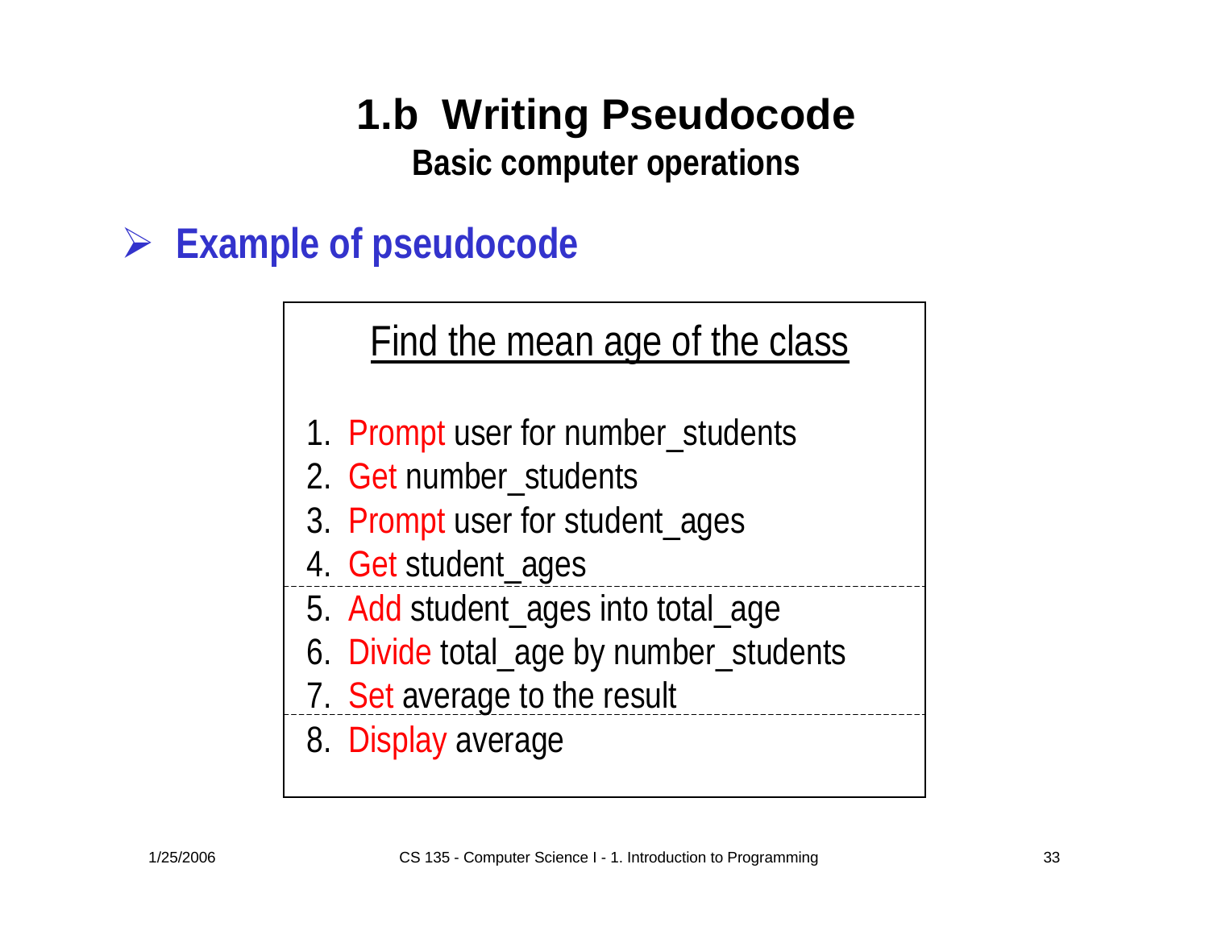# 1.b Writing Pseudocode

### Basic computer operations

- **Example of pseudocode**

<u>Find the mean age of the class</u>

1. Prompt user for number_students
2. Get number_students
3. Prompt user for student_ages
4. Get student_ages

---

5. Add student_ages into total_age
6. Divide total_age by number_students
7. Set average to the result

---

8. Display average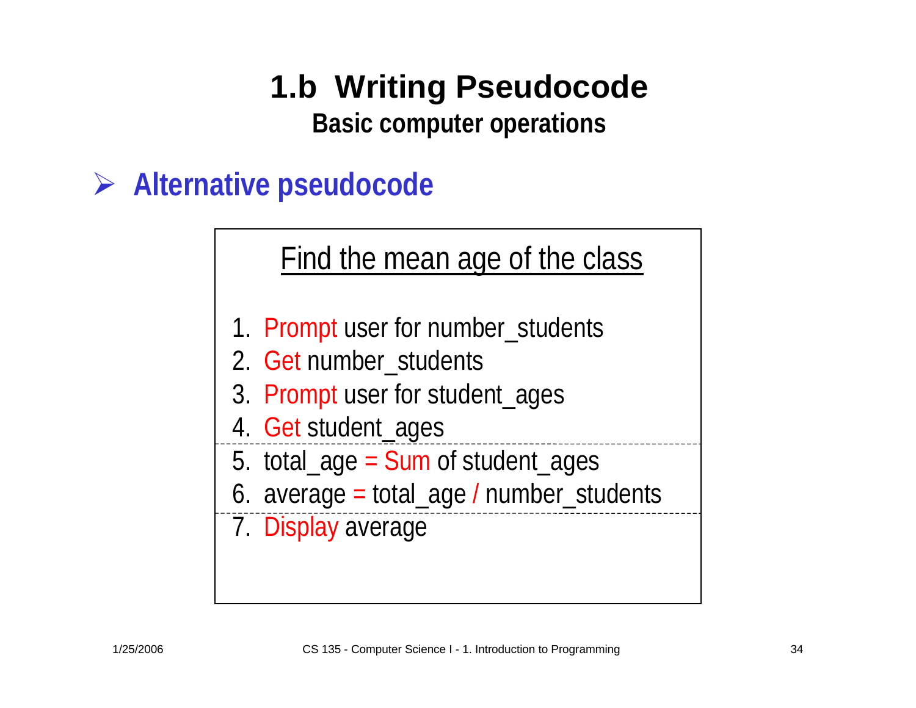# 1.b Writing Pseudocode

## Basic computer operations

- **Alternative pseudocode**

Find the mean age of the class

1. Prompt user for number_students
2. Get number_students
3. Prompt user for student_ages
4. Get student_ages

---

5. total_age = Sum of student_ages
6. average = total_age / number_students

---

7. Display average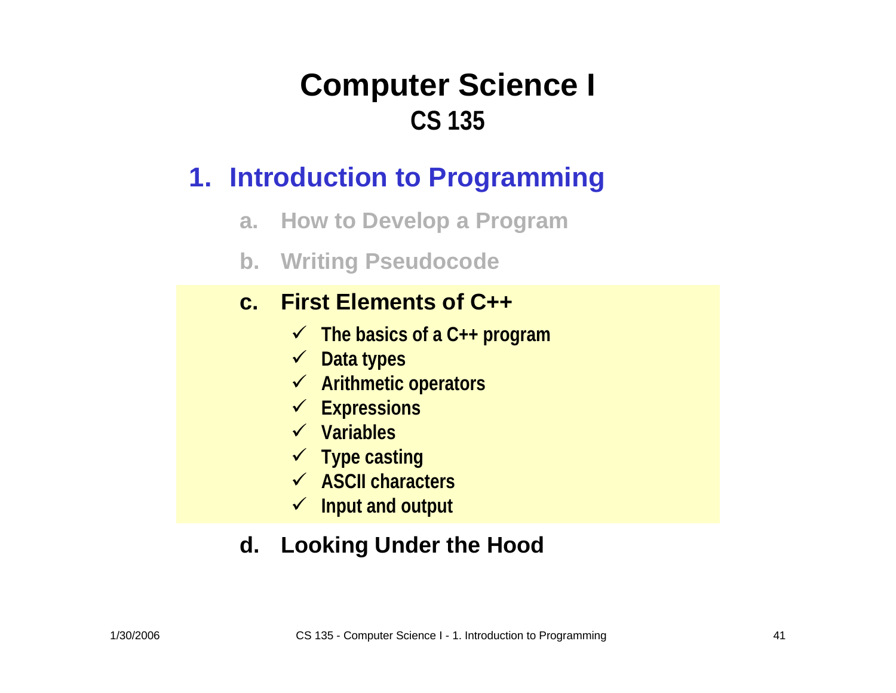# Computer Science I
## CS 135

### 1. Introduction to Programming

a. How to Develop a Program

b. Writing Pseudocode

c. First Elements of C++

- ✓ The basics of a C++ program
- ✓ Data types
- ✓ Arithmetic operators
- ✓ Expressions
- ✓ Variables
- ✓ Type casting
- ✓ ASCII characters
- ✓ Input and output

d. Looking Under the Hood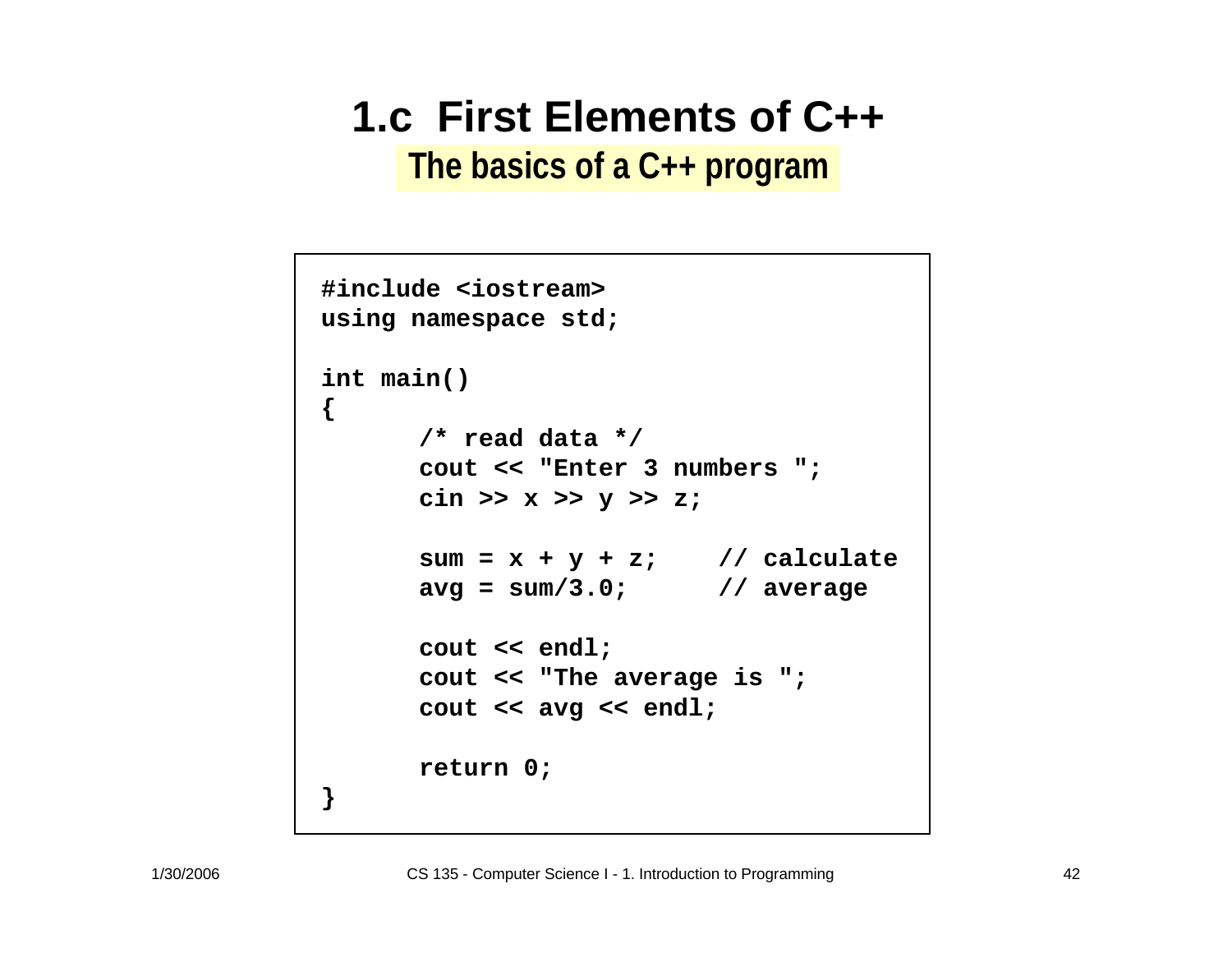# 1.c First Elements of C++

## The basics of a C++ program

```
#include <iostream>
using namespace std;

int main()
{
      /* read data */
      cout << "Enter 3 numbers ";
      cin >> x >> y >> z;

      sum = x + y + z;    // calculate
      avg = sum/3.0;      // average

      cout << endl;
      cout << "The average is ";
      cout << avg << endl;

      return 0;
}
```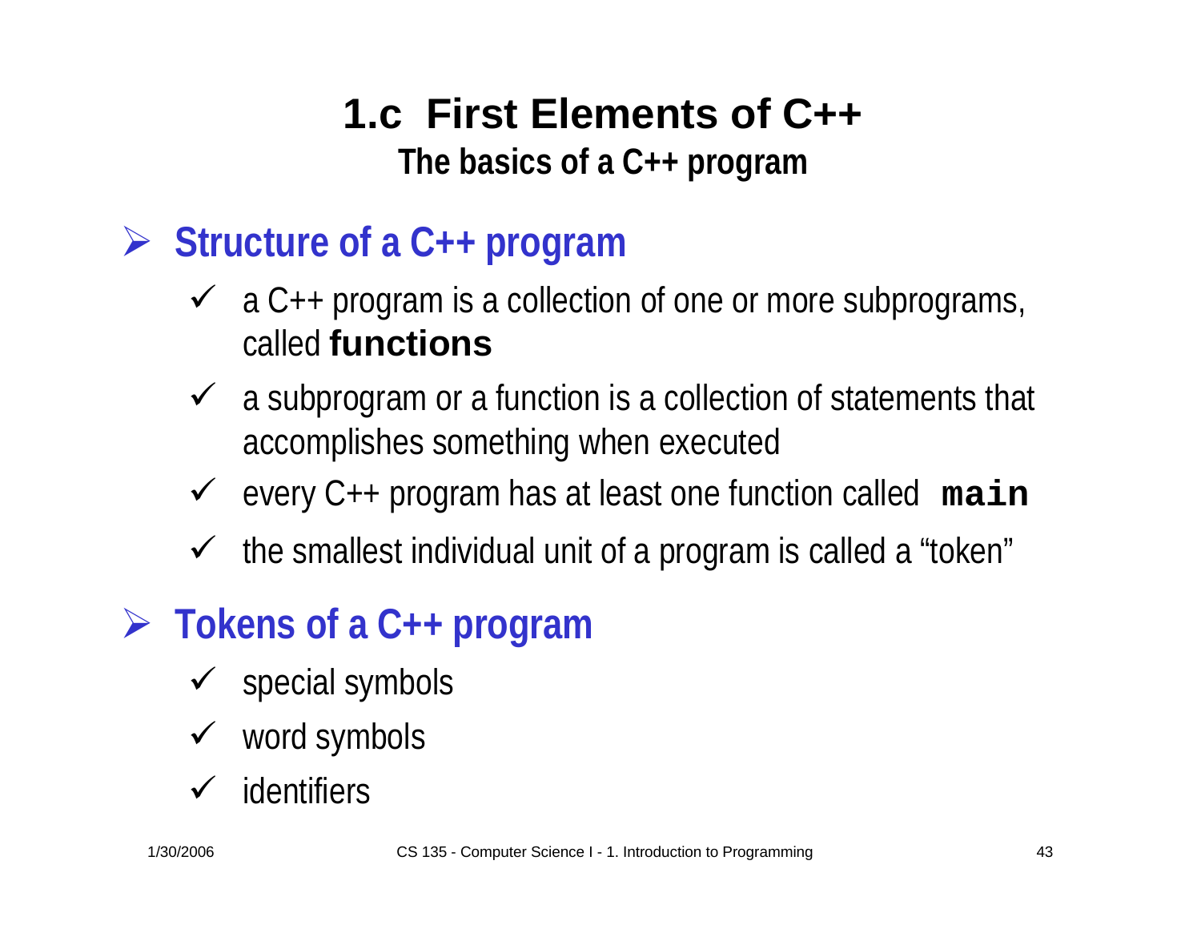# 1.c First Elements of C++

## The basics of a C++ program

### Structure of a C++ program

- a C++ program is a collection of one or more subprograms, called **functions**
- a subprogram or a function is a collection of statements that accomplishes something when executed
- every C++ program has at least one function called **`main`**
- the smallest individual unit of a program is called a "token"

### Tokens of a C++ program

- special symbols
- word symbols
- identifiers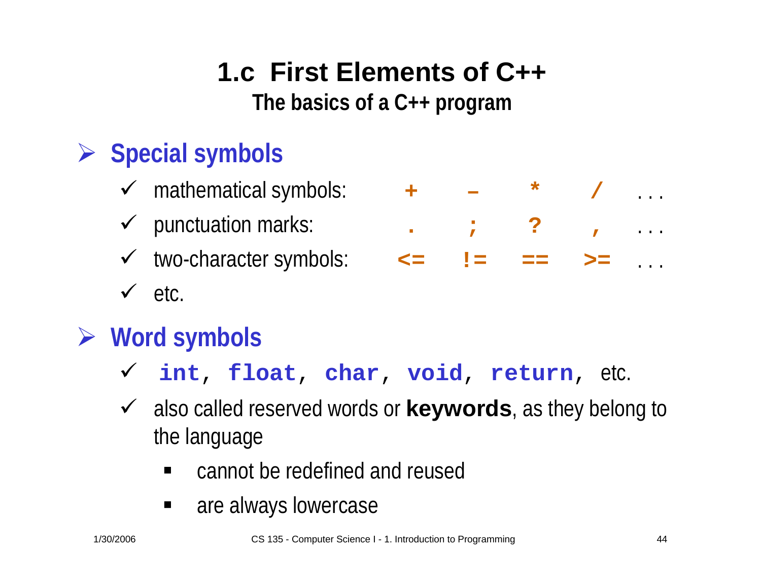# 1.c First Elements of C++

## The basics of a C++ program

- **Special symbols**
  - mathematical symbols: `+` `–` `*` `/` . . .
  - punctuation marks: `.` `;` `?` `,` . . .
  - two-character symbols: `<=` `!=` `==` `>=` . . .
  - etc.

- **Word symbols**
  - `int`, `float`, `char`, `void`, `return`, etc.
  - also called reserved words or **keywords**, as they belong to the language
    - cannot be redefined and reused
    - are always lowercase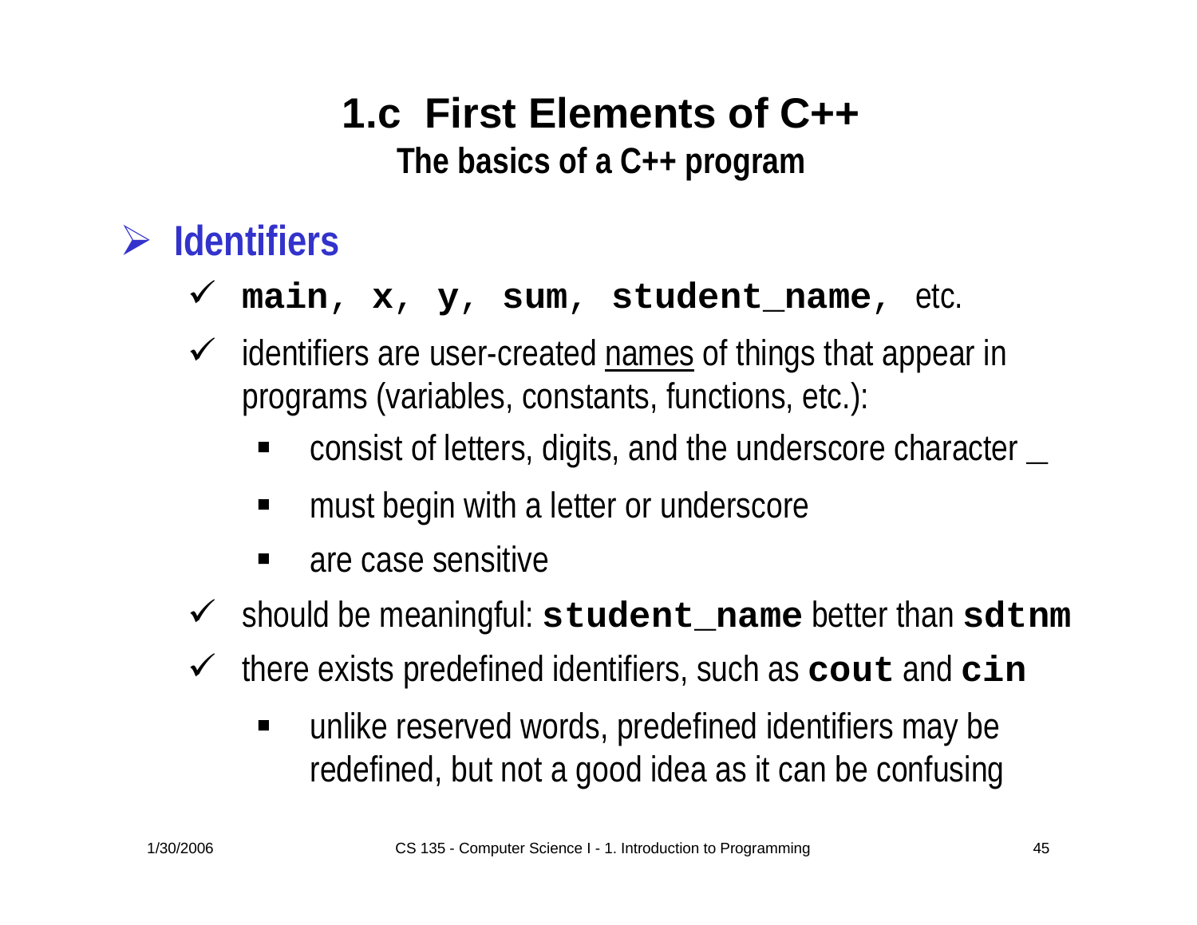# 1.c First Elements of C++

## The basics of a C++ program

### Identifiers

- **`main`, `x`, `y`, `sum`, `student_name`,** etc.
- identifiers are user-created <u>names</u> of things that appear in programs (variables, constants, functions, etc.):
  - consist of letters, digits, and the underscore character _
  - must begin with a letter or underscore
  - are case sensitive
- should be meaningful: **`student_name`** better than **`sdtnm`**
- there exists predefined identifiers, such as **`cout`** and **`cin`**
  - unlike reserved words, predefined identifiers may be redefined, but not a good idea as it can be confusing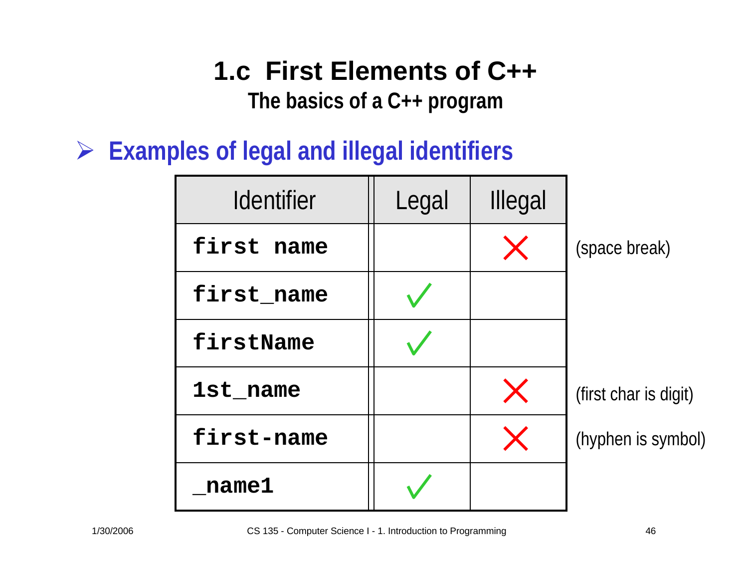# 1.c First Elements of C++

## The basics of a C++ program

### ➢ Examples of legal and illegal identifiers

| Identifier | Legal | Illegal | |
|---|---|---|---|
| `first name` | | ✗ | (space break) |
| `first_name` | ✓ | | |
| `firstName` | ✓ | | |
| `1st_name` | | ✗ | (first char is digit) |
| `first-name` | | ✗ | (hyphen is symbol) |
| `_name1` | ✓ | | |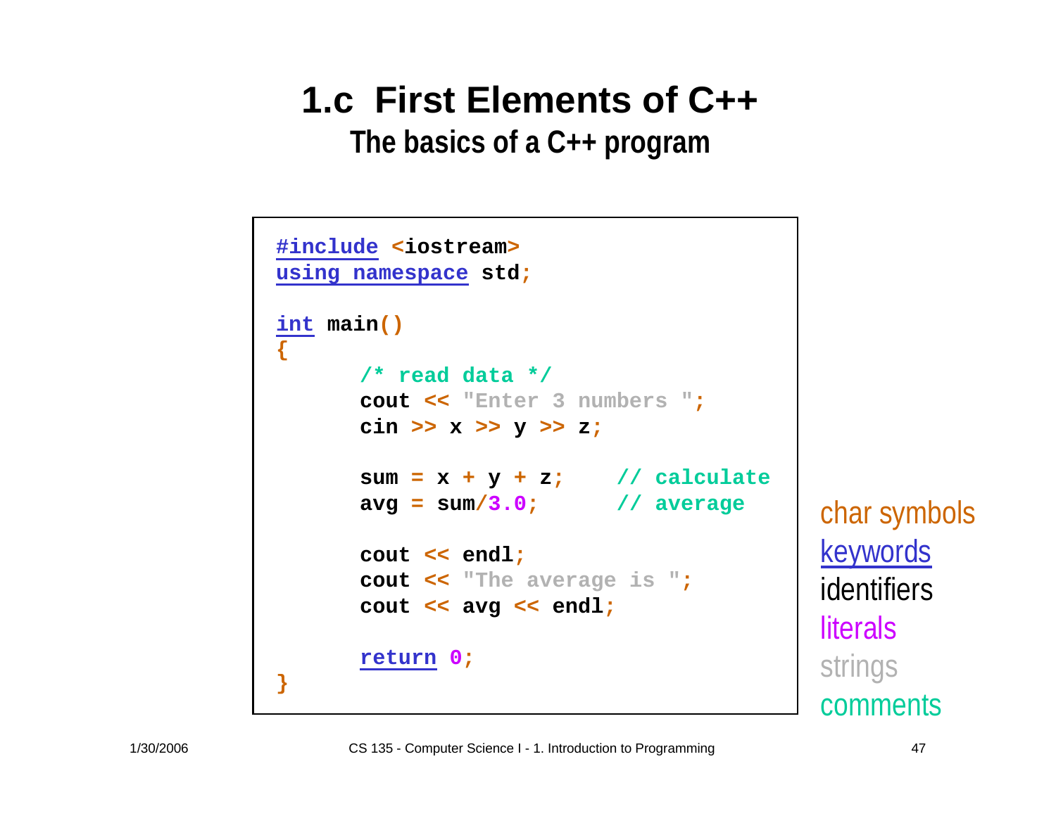# 1.c First Elements of C++

## The basics of a C++ program

```
#include <iostream>
using namespace std;

int main()
{
      /* read data */
      cout << "Enter 3 numbers ";
      cin >> x >> y >> z;

      sum = x + y + z;    // calculate
      avg = sum/3.0;      // average

      cout << endl;
      cout << "The average is ";
      cout << avg << endl;

      return 0;
}
```

char symbols
keywords
identifiers
literals
strings
comments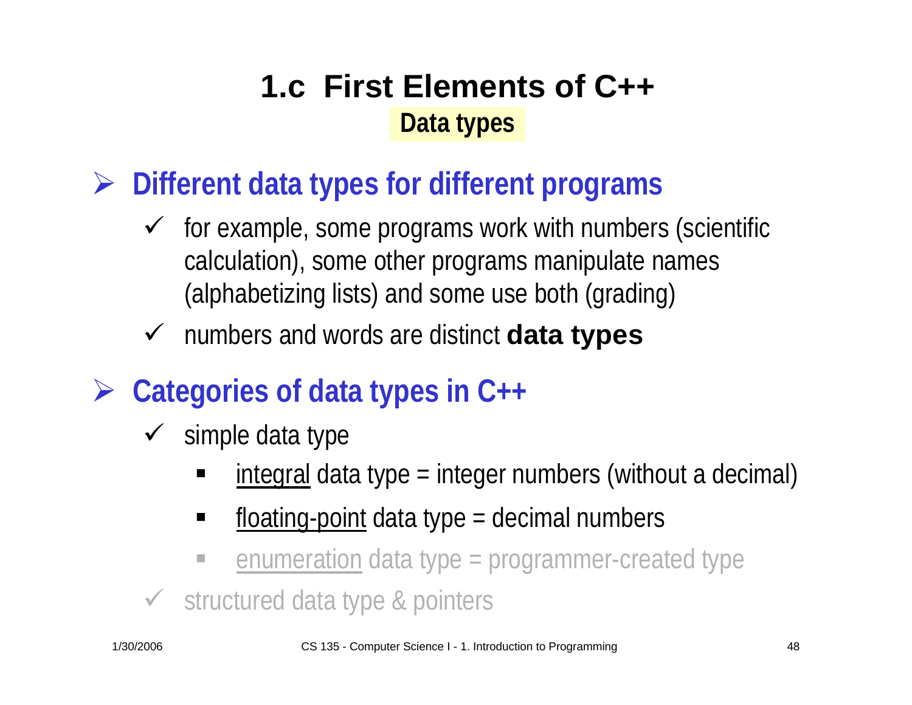# 1.c First Elements of C++

## Data types

- **Different data types for different programs**
  - for example, some programs work with numbers (scientific calculation), some other programs manipulate names (alphabetizing lists) and some use both (grading)
  - numbers and words are distinct **data types**

- **Categories of data types in C++**
  - simple data type
    - integral data type = integer numbers (without a decimal)
    - floating-point data type = decimal numbers
    - enumeration data type = programmer-created type
  - structured data type & pointers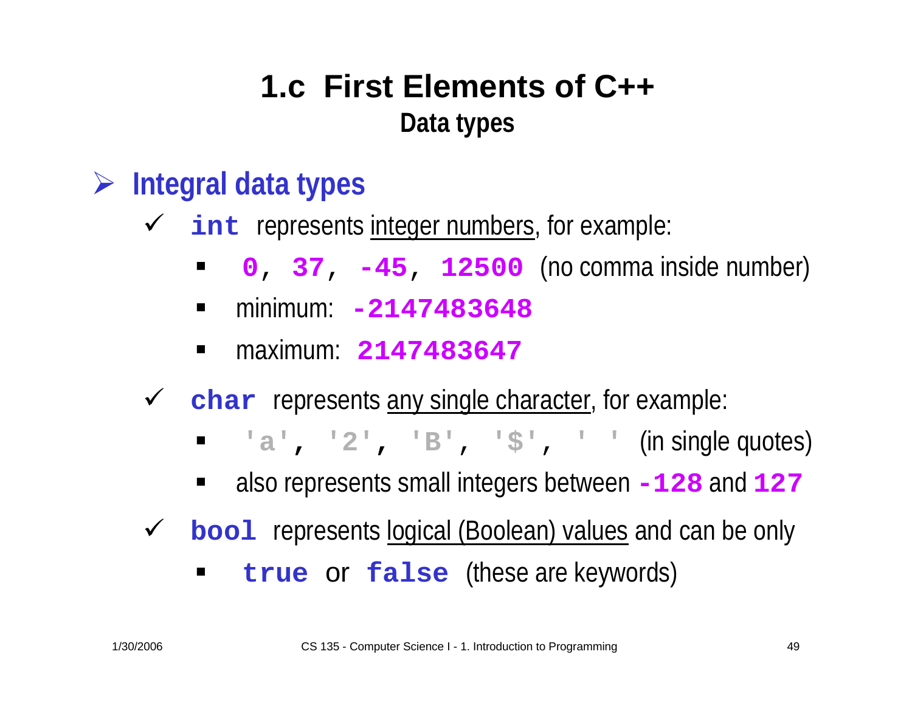# 1.c First Elements of C++

## Data types

- **Integral data types**
  - `int` represents <u>integer numbers</u>, for example:
    - `0, 37, -45, 12500` (no comma inside number)
    - minimum: `-2147483648`
    - maximum: `2147483647`
  - `char` represents <u>any single character</u>, for example:
    - `'a', '2', 'B', '$', ' '` (in single quotes)
    - also represents small integers between `-128` and `127`
  - `bool` represents <u>logical (Boolean) values</u> and can be only
    - `true` or `false` (these are keywords)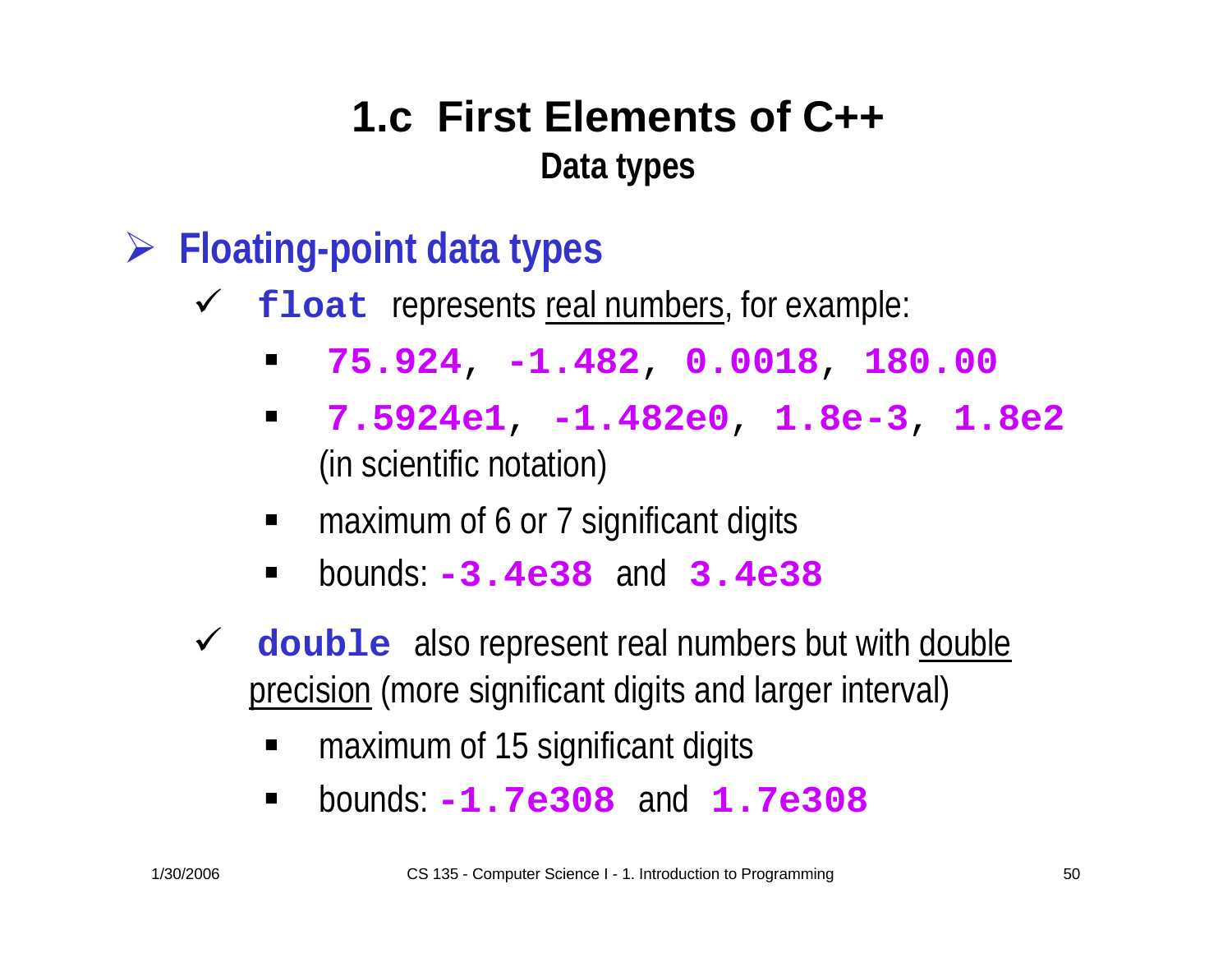# 1.c First Elements of C++

## Data types

- **Floating-point data types**
  - **`float`** represents <u>real numbers</u>, for example:
    - **`75.924`**, **`-1.482`**, **`0.0018`**, **`180.00`**
    - **`7.5924e1`**, **`-1.482e0`**, **`1.8e-3`**, **`1.8e2`** (in scientific notation)
    - maximum of 6 or 7 significant digits
    - bounds: **`-3.4e38`** and **`3.4e38`**
  - **`double`** also represent real numbers but with <u>double precision</u> (more significant digits and larger interval)
    - maximum of 15 significant digits
    - bounds: **`-1.7e308`** and **`1.7e308`**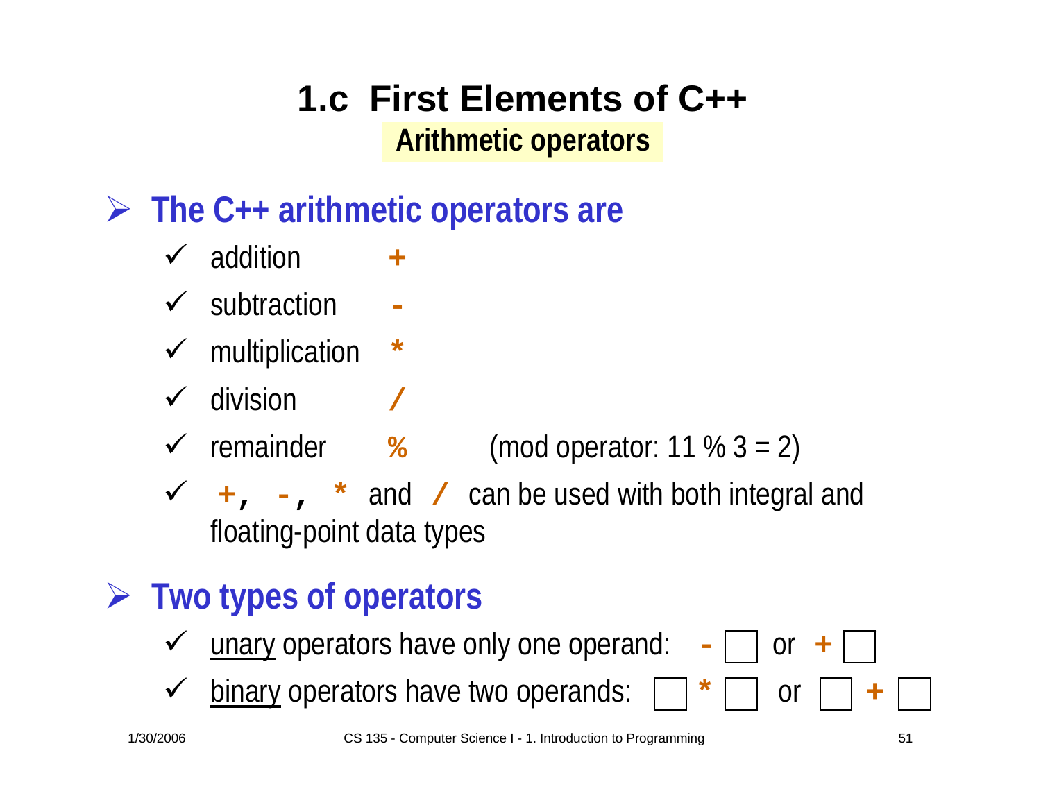# 1.c First Elements of C++

## Arithmetic operators

- **The C++ arithmetic operators are**
  - addition `+`
  - subtraction `-`
  - multiplication `*`
  - division `/`
  - remainder `%` (mod operator: 11 % 3 = 2)
  - `+`, `-`, `*` and `/` can be used with both integral and floating-point data types

- **Two types of operators**
  - unary operators have only one operand: `- □` or `+ □`
  - binary operators have two operands: `□ * □` or `□ + □`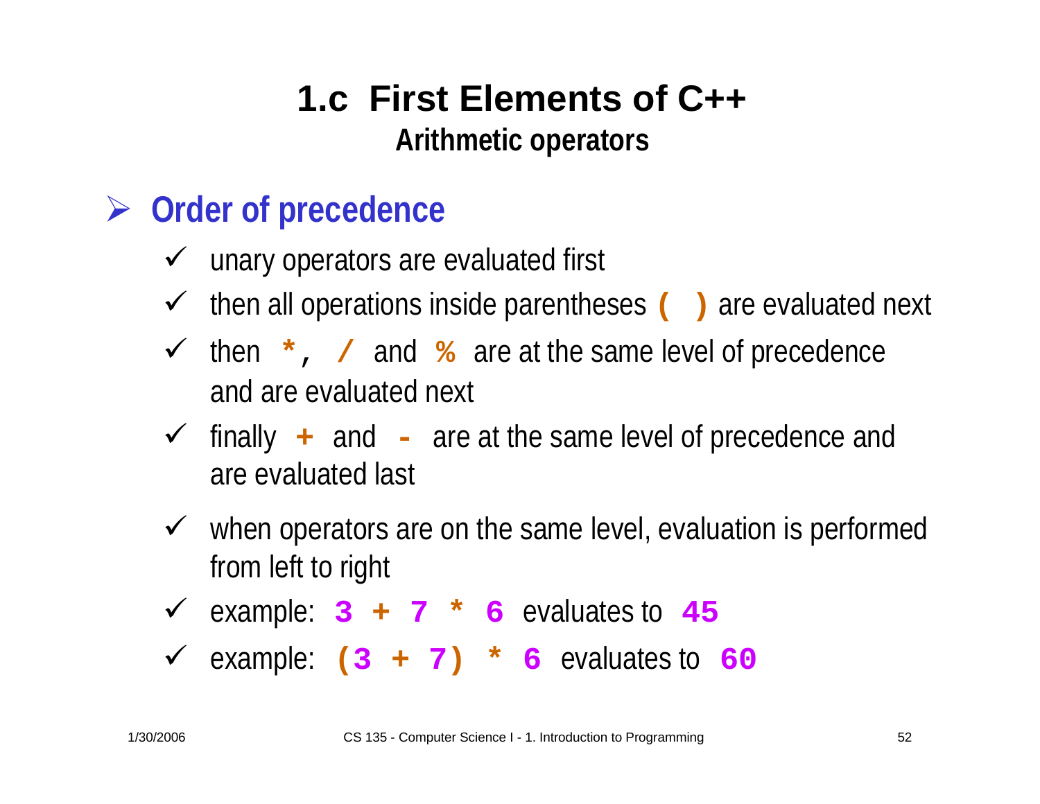# 1.c First Elements of C++

## Arithmetic operators

### Order of precedence

- unary operators are evaluated first
- then all operations inside parentheses **( )** are evaluated next
- then **\*, /** and **%** are at the same level of precedence and are evaluated next
- finally **+** and **-** are at the same level of precedence and are evaluated last
- when operators are on the same level, evaluation is performed from left to right
- example: **3 + 7 \* 6** evaluates to **45**
- example: **(3 + 7) \* 6** evaluates to **60**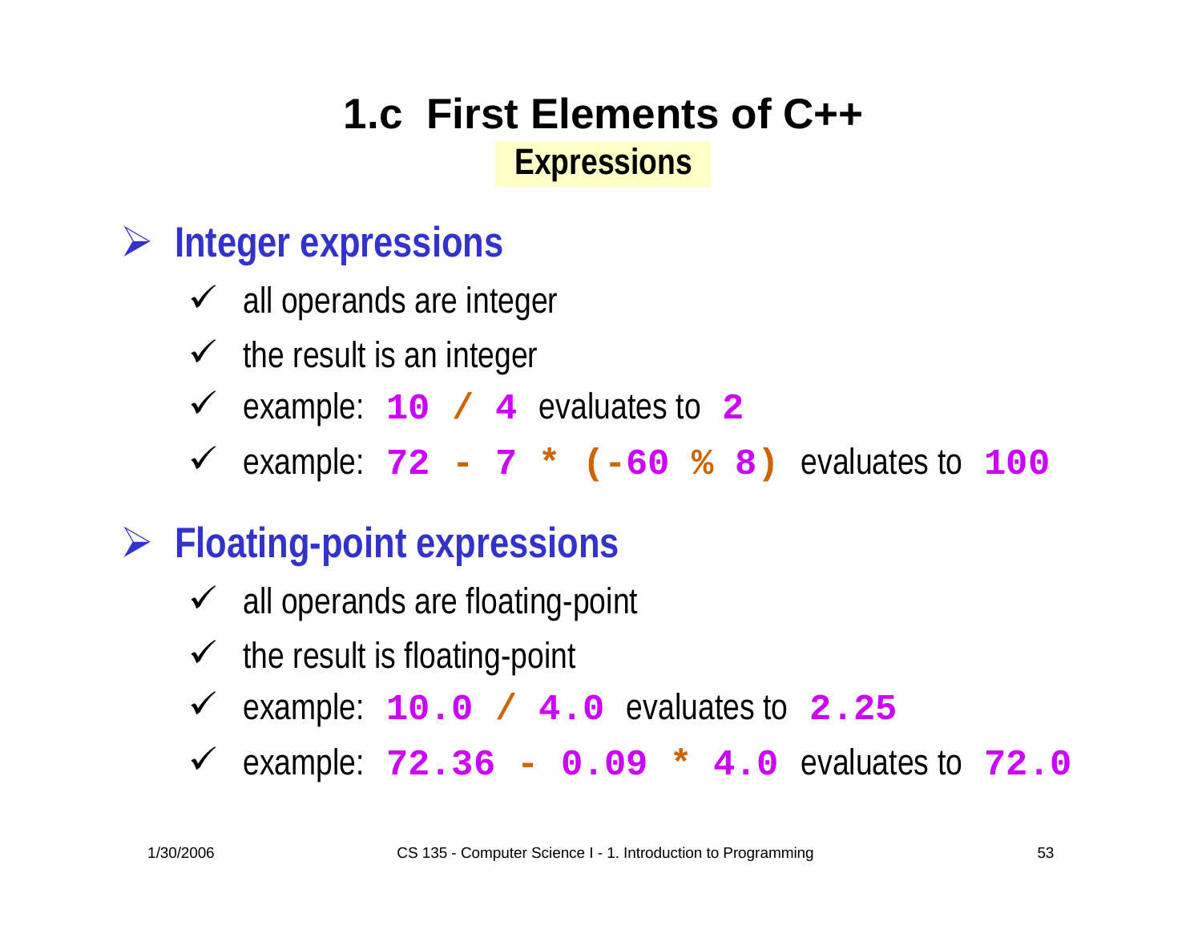# 1.c First Elements of C++

## Expressions

- **Integer expressions**
  - ✓ all operands are integer
  - ✓ the result is an integer
  - ✓ example: `10 / 4` evaluates to `2`
  - ✓ example: `72 - 7 * (-60 % 8)` evaluates to `100`
- **Floating-point expressions**
  - ✓ all operands are floating-point
  - ✓ the result is floating-point
  - ✓ example: `10.0 / 4.0` evaluates to `2.25`
  - ✓ example: `72.36 - 0.09 * 4.0` evaluates to `72.0`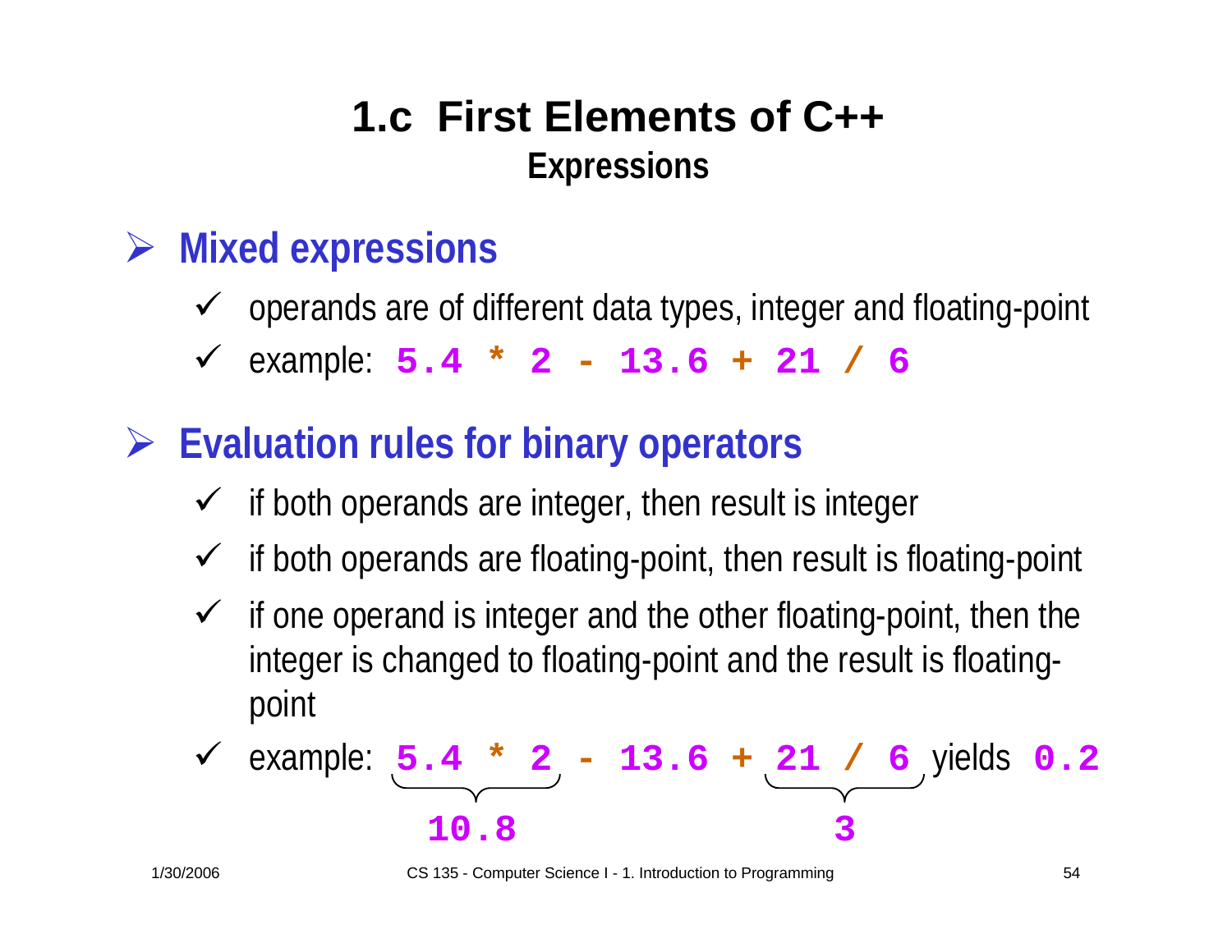# 1.c First Elements of C++

## Expressions

- **Mixed expressions**
  - ✓ operands are of different data types, integer and floating-point
  - ✓ example: `5.4 * 2 - 13.6 + 21 / 6`

- **Evaluation rules for binary operators**
  - ✓ if both operands are integer, then result is integer
  - ✓ if both operands are floating-point, then result is floating-point
  - ✓ if one operand is integer and the other floating-point, then the integer is changed to floating-point and the result is floating-point
  - ✓ example: `5.4 * 2 - 13.6 + 21 / 6` yields `0.2`
    - `5.4 * 2` → `10.8`
    - `21 / 6` → `3`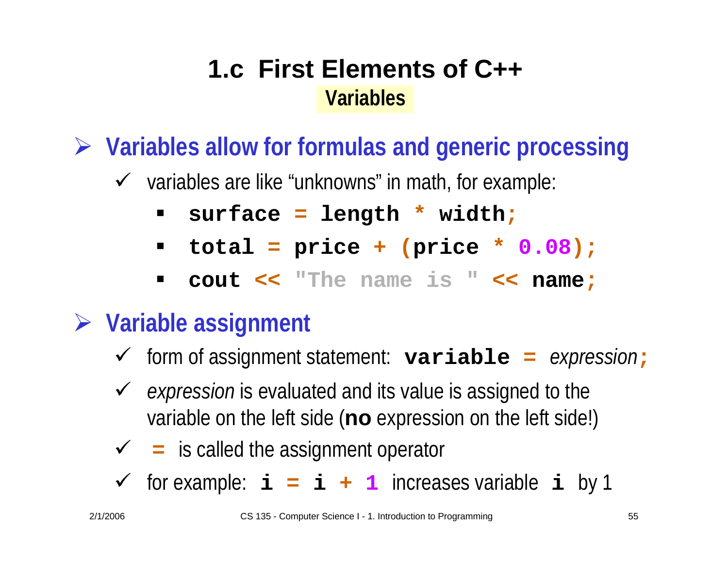# 1.c First Elements of C++

## Variables

- **Variables allow for formulas and generic processing**
  - ✓ variables are like "unknowns" in math, for example:
    - `surface = length * width;`
    - `total = price + (price * 0.08);`
    - `cout << "The name is " << name;`

- **Variable assignment**
  - ✓ form of assignment statement: **`variable`** **`=`** *expression*`;`
  - ✓ *expression* is evaluated and its value is assigned to the variable on the left side (**no** expression on the left side!)
  - ✓ `=` is called the assignment operator
  - ✓ for example: `i = i + 1` increases variable `i` by 1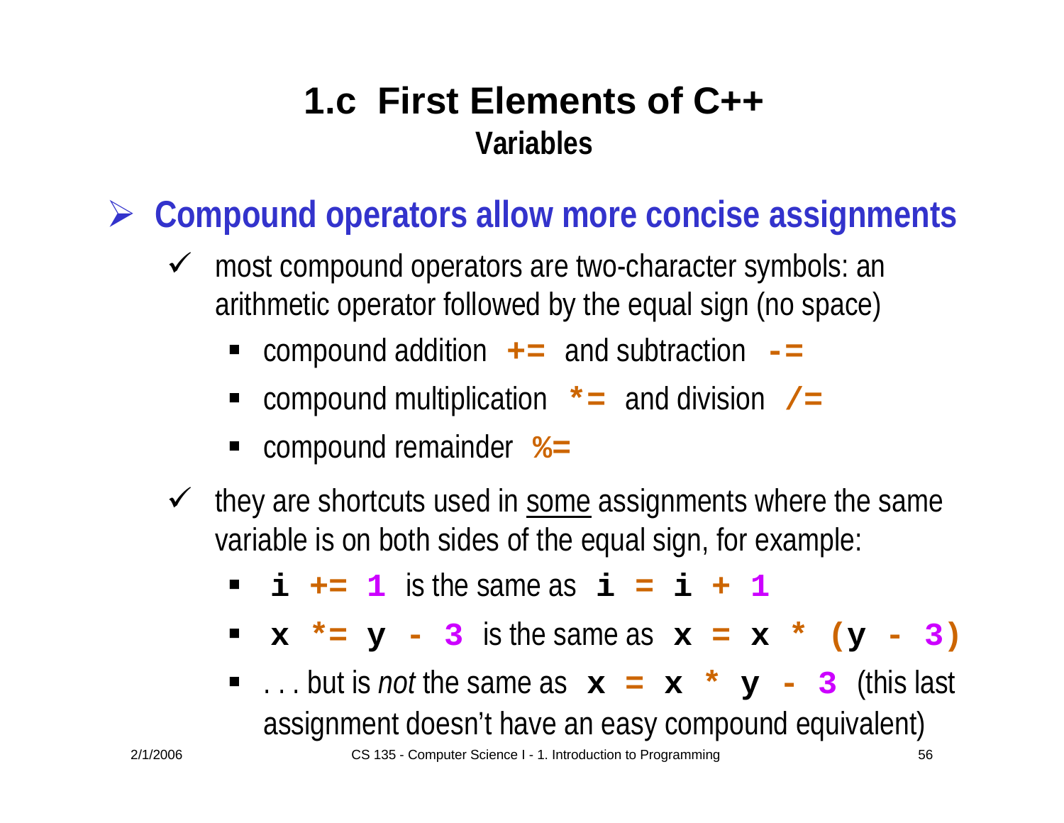# 1.c First Elements of C++

## Variables

- **Compound operators allow more concise assignments**
  - most compound operators are two-character symbols: an arithmetic operator followed by the equal sign (no space)
    - compound addition `+=` and subtraction `-=`
    - compound multiplication `*=` and division `/=`
    - compound remainder `%=`
  - they are shortcuts used in <u>some</u> assignments where the same variable is on both sides of the equal sign, for example:
    - `i += 1` is the same as `i = i + 1`
    - `x *= y - 3` is the same as `x = x * (y - 3)`
    - . . . but is *not* the same as `x = x * y - 3` (this last assignment doesn't have an easy compound equivalent)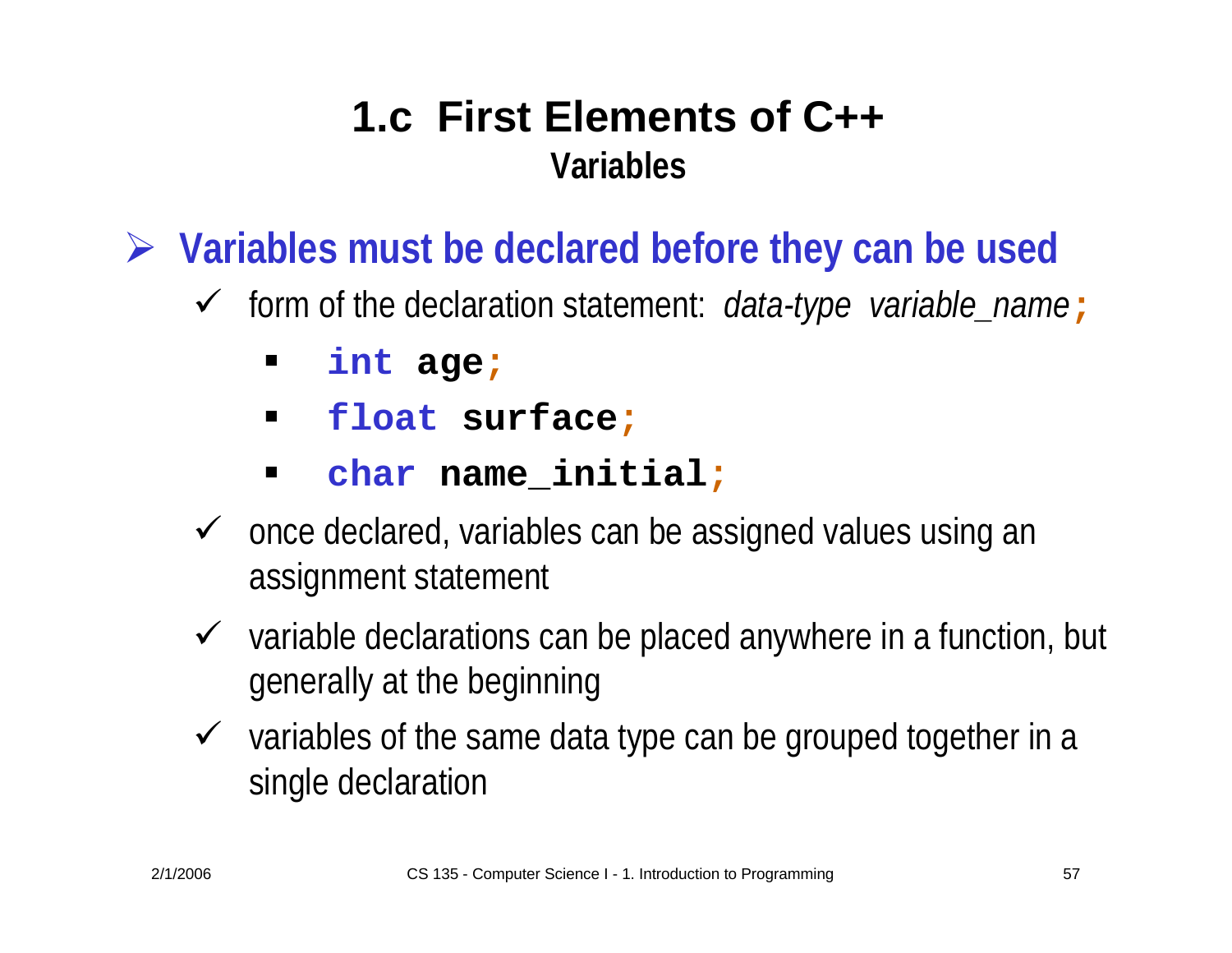# 1.c First Elements of C++

## Variables

- **Variables must be declared before they can be used**
  - form of the declaration statement: *data-type variable_name* **;**
    - `int age;`
    - `float surface;`
    - `char name_initial;`
  - once declared, variables can be assigned values using an assignment statement
  - variable declarations can be placed anywhere in a function, but generally at the beginning
  - variables of the same data type can be grouped together in a single declaration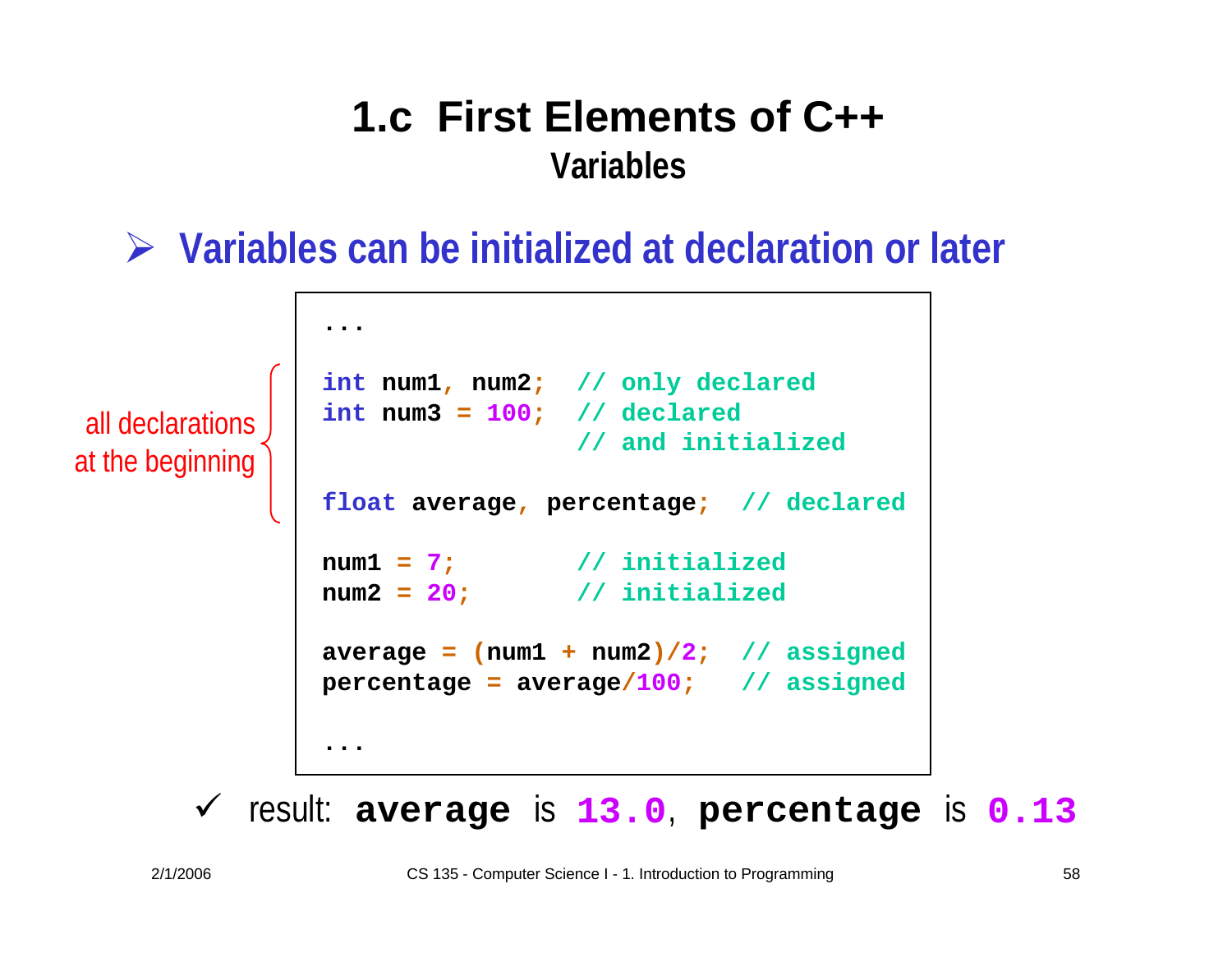# 1.c First Elements of C++

## Variables

- **Variables can be initialized at declaration or later**

all declarations at the beginning

```
...

int num1, num2;  // only declared
int num3 = 100;  // declared
                 // and initialized

float average, percentage;  // declared

num1 = 7;        // initialized
num2 = 20;       // initialized

average = (num1 + num2)/2;  // assigned
percentage = average/100;   // assigned

...
```

✓ result: **`average`** is **`13.0`**, **`percentage`** is **`0.13`**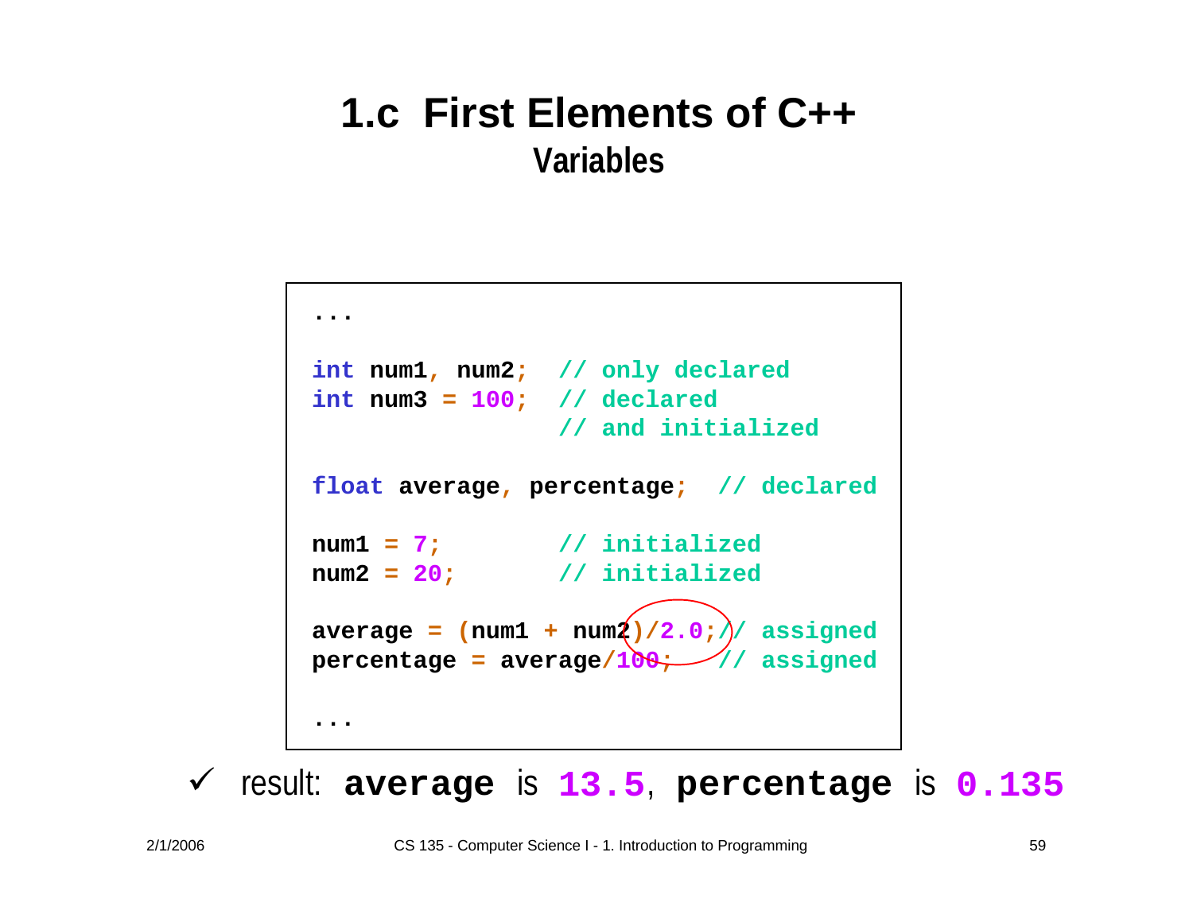# 1.c First Elements of C++

## Variables

```
...

int num1, num2;   // only declared
int num3 = 100;   // declared
                  // and initialized

float average, percentage;  // declared

num1 = 7;         // initialized
num2 = 20;        // initialized

average = (num1 + num2)/2.0;// assigned
percentage = average/100;   // assigned

...
```

✓ result: **`average`** is **`13.5`**, **`percentage`** is **`0.135`**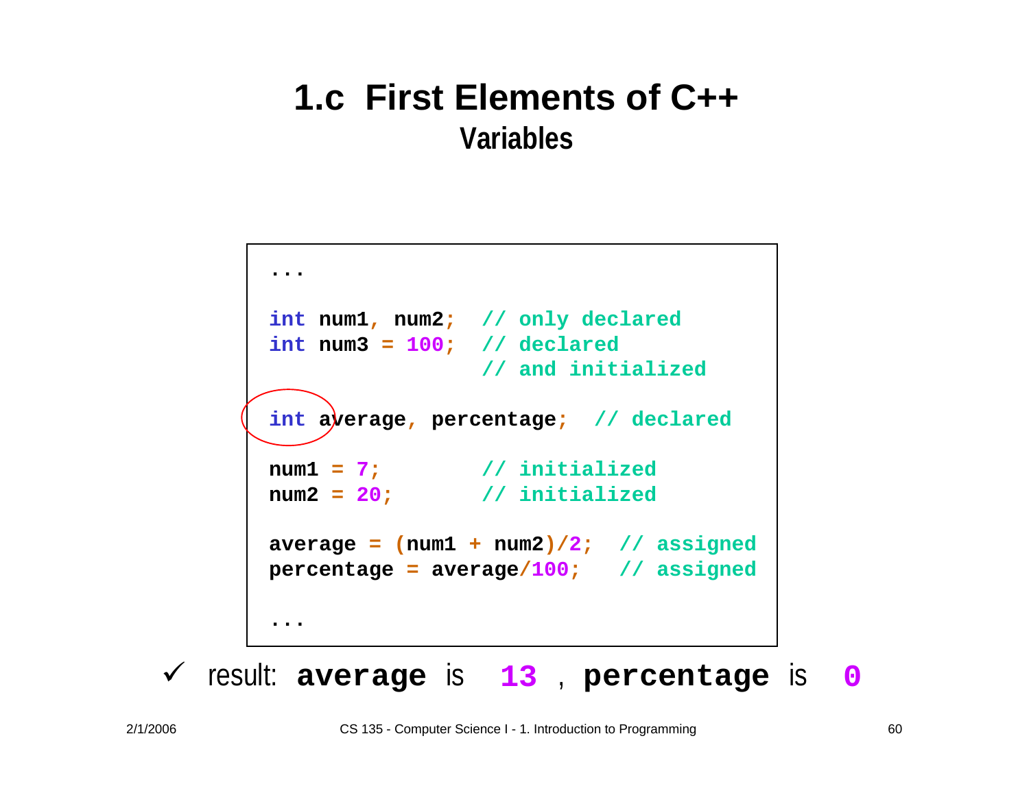# 1.c First Elements of C++

## Variables

```
...

int num1, num2;   // only declared
int num3 = 100;   // declared
                  // and initialized

int average, percentage;  // declared

num1 = 7;         // initialized
num2 = 20;        // initialized

average = (num1 + num2)/2;   // assigned
percentage = average/100;    // assigned

...
```

✓ result: **average** is **13** , **percentage** is **0**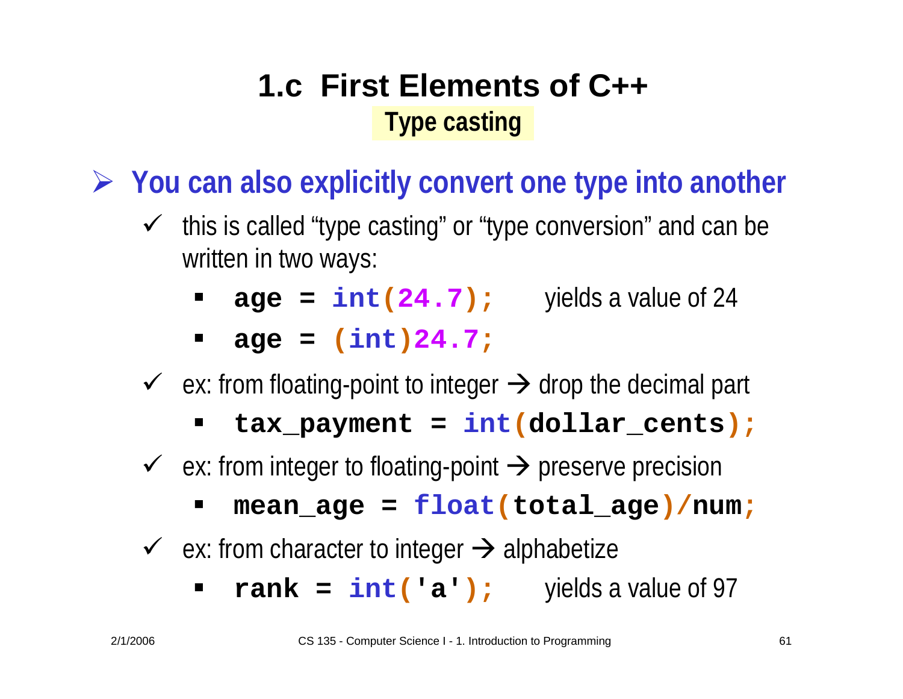# 1.c First Elements of C++

## Type casting

- **You can also explicitly convert one type into another**
  - ✓ this is called “type casting” or “type conversion” and can be written in two ways:
    - `age = int(24.7);` yields a value of 24
    - `age = (int)24.7;`
  - ✓ ex: from floating-point to integer → drop the decimal part
    - `tax_payment = int(dollar_cents);`
  - ✓ ex: from integer to floating-point → preserve precision
    - `mean_age = float(total_age)/num;`
  - ✓ ex: from character to integer → alphabetize
    - `rank = int('a');` yields a value of 97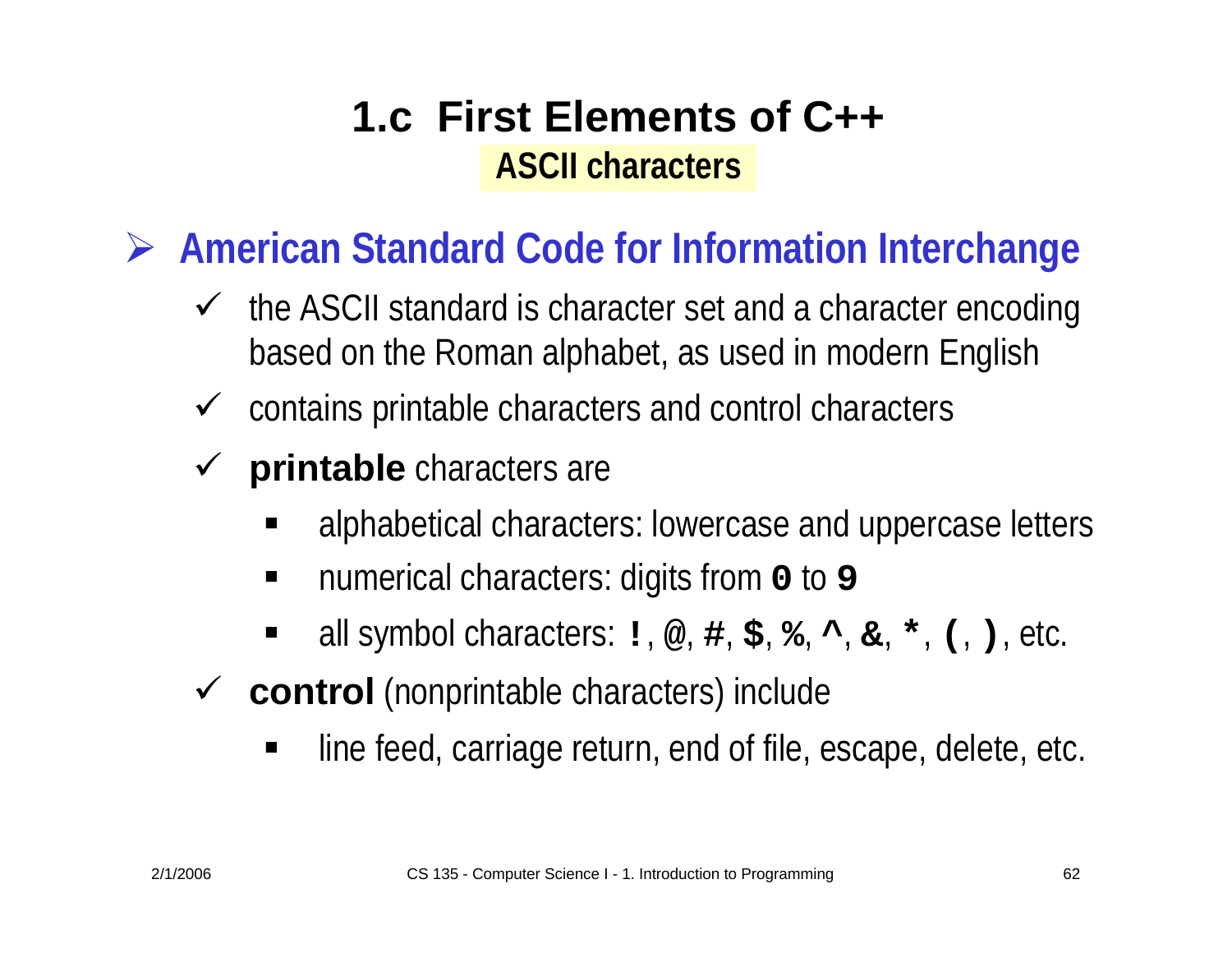# 1.c First Elements of C++

## ASCII characters

- **American Standard Code for Information Interchange**
  - the ASCII standard is character set and a character encoding based on the Roman alphabet, as used in modern English
  - contains printable characters and control characters
  - **printable** characters are
    - alphabetical characters: lowercase and uppercase letters
    - numerical characters: digits from **0** to **9**
    - all symbol characters: **!**, **@**, **#**, **$**, **%**, **^**, **&**, **\***, **(**, **)**, etc.
  - **control** (nonprintable characters) include
    - line feed, carriage return, end of file, escape, delete, etc.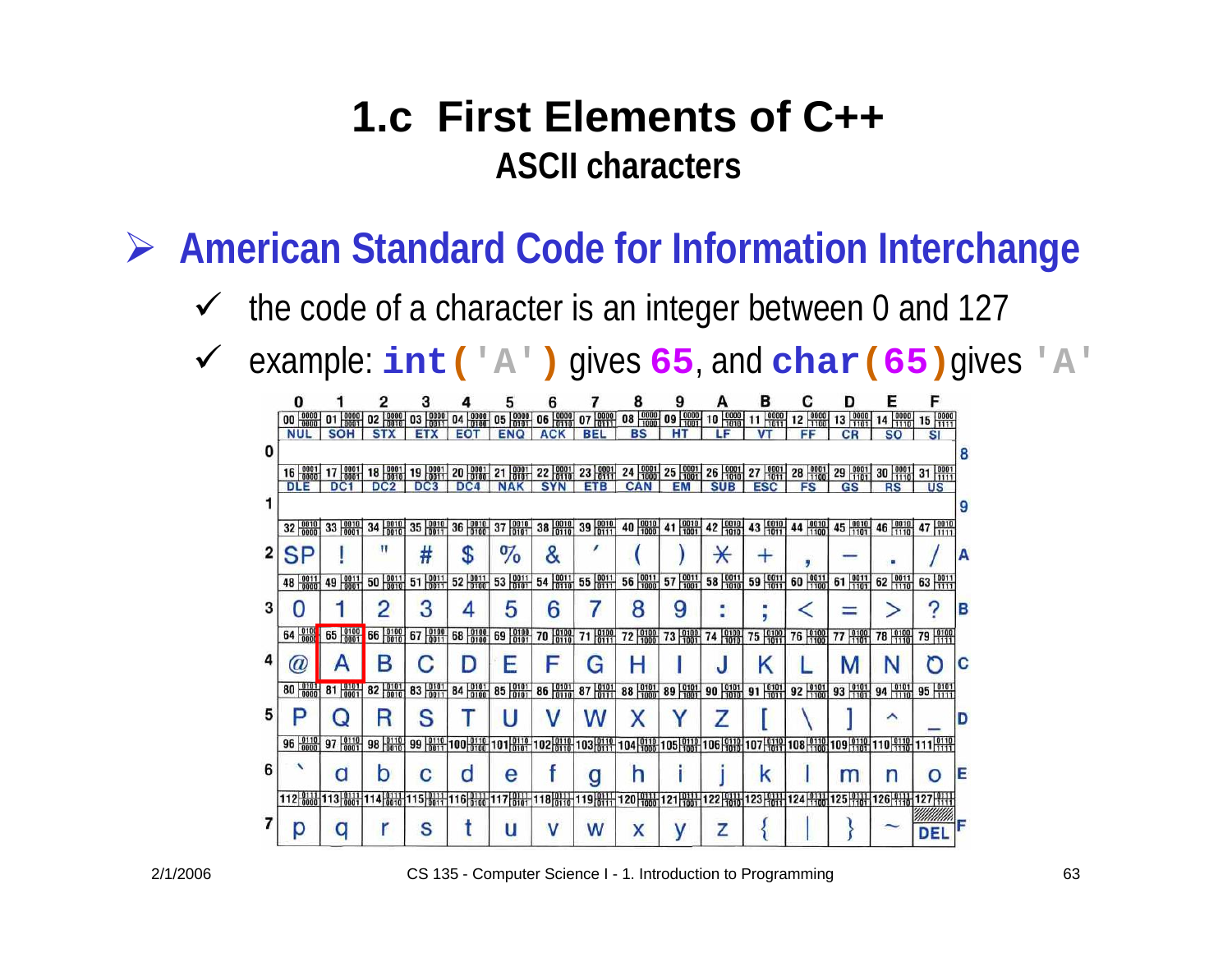# 1.c First Elements of C++

## ASCII characters

- **American Standard Code for Information Interchange**
  - ✓ the code of a character is an integer between 0 and 127
  - ✓ example: `int('A')` gives **65**, and `char(65)` gives `'A'`

| | 0 | 1 | 2 | 3 | 4 | 5 | 6 | 7 | 8 | 9 | A | B | C | D | E | F | |
|---|---|---|---|---|---|---|---|---|---|---|---|---|---|---|---|---|---|
| **0** | 00 (0000 0000) NUL | 01 (0000 0001) SOH | 02 (0000 0010) STX | 03 (0000 0011) ETX | 04 (0000 0100) EOT | 05 (0000 0101) ENQ | 06 (0000 0110) ACK | 07 (0000 0111) BEL | 08 (0000 1000) BS | 09 (0000 1001) HT | 10 (0000 1010) LF | 11 (0000 1011) VT | 12 (0000 1100) FF | 13 (0000 1101) CR | 14 (0000 1110) SO | 15 (0000 1111) SI | **8** |
| **1** | 16 (0001 0000) DLE | 17 (0001 0001) DC1 | 18 (0001 0010) DC2 | 19 (0001 0011) DC3 | 20 (0001 0100) DC4 | 21 (0001 0101) NAK | 22 (0001 0110) SYN | 23 (0001 0111) ETB | 24 (0001 1000) CAN | 25 (0001 1001) EM | 26 (0001 1010) SUB | 27 (0001 1011) ESC | 28 (0001 1100) FS | 29 (0001 1101) GS | 30 (0001 1110) RS | 31 (0001 1111) US | **9** |
| **2** | 32 (0010 0000) SP | 33 (0010 0001) ! | 34 (0010 0010) " | 35 (0010 0011) # | 36 (0010 0100) $ | 37 (0010 0101) % | 38 (0010 0110) & | 39 (0010 0111) ' | 40 (0010 1000) ( | 41 (0010 1001) ) | 42 (0010 1010) * | 43 (0010 1011) + | 44 (0010 1100) , | 45 (0010 1101) - | 46 (0010 1110) . | 47 (0010 1111) / | **A** |
| **3** | 48 (0011 0000) 0 | 49 (0011 0001) 1 | 50 (0011 0010) 2 | 51 (0011 0011) 3 | 52 (0011 0100) 4 | 53 (0011 0101) 5 | 54 (0011 0110) 6 | 55 (0011 0111) 7 | 56 (0011 1000) 8 | 57 (0011 1001) 9 | 58 (0011 1010) : | 59 (0011 1011) ; | 60 (0011 1100) < | 61 (0011 1101) = | 62 (0011 1110) > | 63 (0011 1111) ? | **B** |
| **4** | 64 (0100 0000) @ | 65 (0100 0001) A | 66 (0100 0010) B | 67 (0100 0011) C | 68 (0100 0100) D | 69 (0100 0101) E | 70 (0100 0110) F | 71 (0100 0111) G | 72 (0100 1000) H | 73 (0100 1001) I | 74 (0100 1010) J | 75 (0100 1011) K | 76 (0100 1100) L | 77 (0100 1101) M | 78 (0100 1110) N | 79 (0100 1111) O | **C** |
| **5** | 80 (0101 0000) P | 81 (0101 0001) Q | 82 (0101 0010) R | 83 (0101 0011) S | 84 (0101 0100) T | 85 (0101 0101) U | 86 (0101 0110) V | 87 (0101 0111) W | 88 (0101 1000) X | 89 (0101 1001) Y | 90 (0101 1010) Z | 91 (0101 1011) [ | 92 (0101 1100) \ | 93 (0101 1101) ] | 94 (0101 1110) ^ | 95 (0101 1111) _ | **D** |
| **6** | 96 (0110 0000) ` | 97 (0110 0001) a | 98 (0110 0010) b | 99 (0110 0011) c | 100 (0110 0100) d | 101 (0110 0101) e | 102 (0110 0110) f | 103 (0110 0111) g | 104 (0110 1000) h | 105 (0110 1001) i | 106 (0110 1010) j | 107 (0110 1011) k | 108 (0110 1100) l | 109 (0110 1101) m | 110 (0110 1110) n | 111 (0110 1111) o | **E** |
| **7** | 112 (0111 0000) p | 113 (0111 0001) q | 114 (0111 0010) r | 115 (0111 0011) s | 116 (0111 0100) t | 117 (0111 0101) u | 118 (0111 0110) v | 119 (0111 0111) w | 120 (0111 1000) x | 121 (0111 1001) y | 122 (0111 1010) z | 123 (0111 1011) { | 124 (0111 1100) \| | 125 (0111 1101) } | 126 (0111 1110) ~ | 127 (0111 1111) DEL | **F** |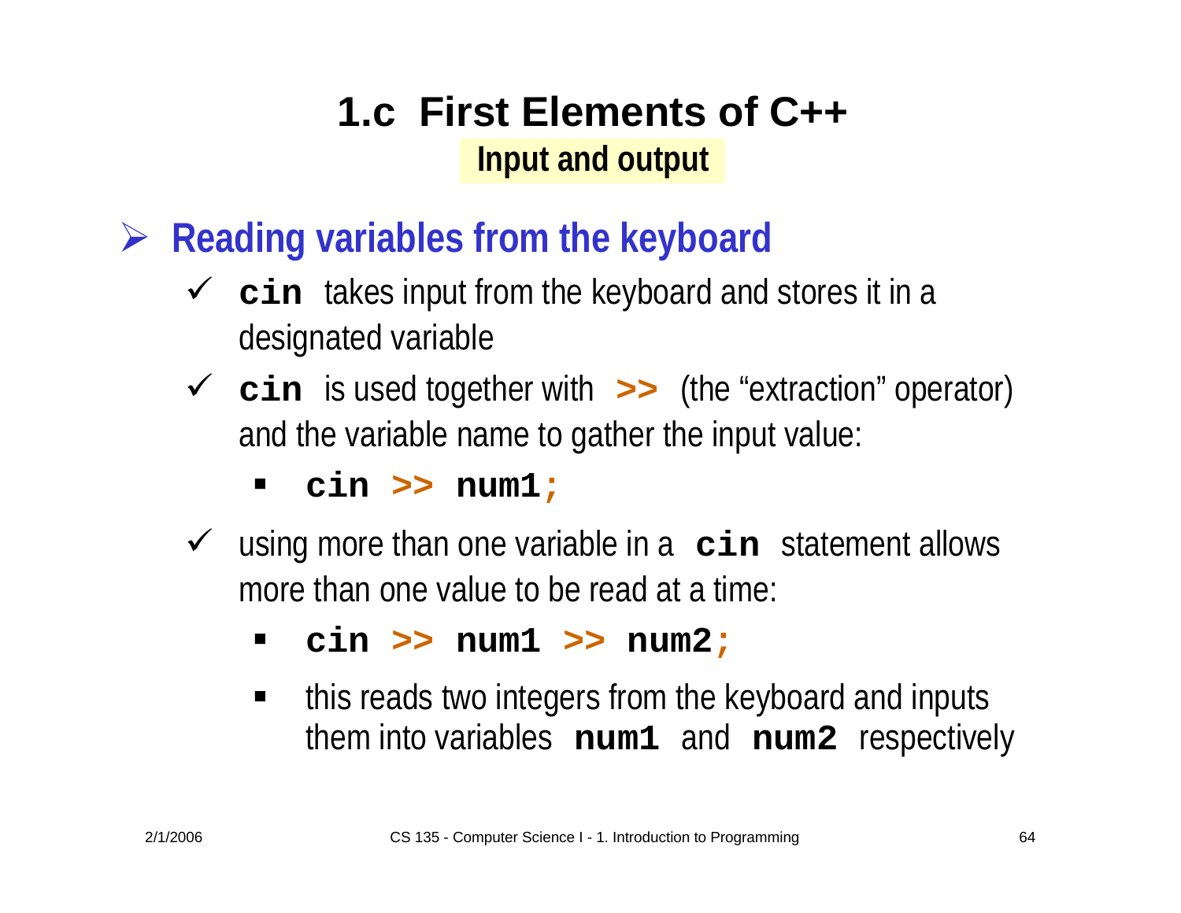# 1.c First Elements of C++

## Input and output

- **Reading variables from the keyboard**
  - **`cin`** takes input from the keyboard and stores it in a designated variable
  - **`cin`** is used together with **`>>`** (the "extraction" operator) and the variable name to gather the input value:
    - **`cin >> num1;`**
  - using more than one variable in a **`cin`** statement allows more than one value to be read at a time:
    - **`cin >> num1 >> num2;`**
    - this reads two integers from the keyboard and inputs them into variables **`num1`** and **`num2`** respectively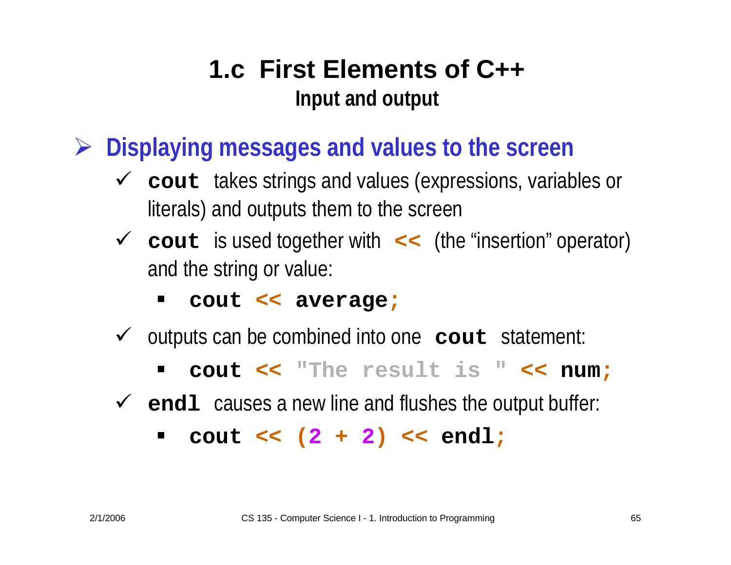# 1.c First Elements of C++

## Input and output

- **Displaying messages and values to the screen**
  - `cout` takes strings and values (expressions, variables or literals) and outputs them to the screen
  - `cout` is used together with `<<` (the "insertion" operator) and the string or value:
    - `cout << average;`
  - outputs can be combined into one `cout` statement:
    - `cout << "The result is " << num;`
  - `endl` causes a new line and flushes the output buffer:
    - `cout << (2 + 2) << endl;`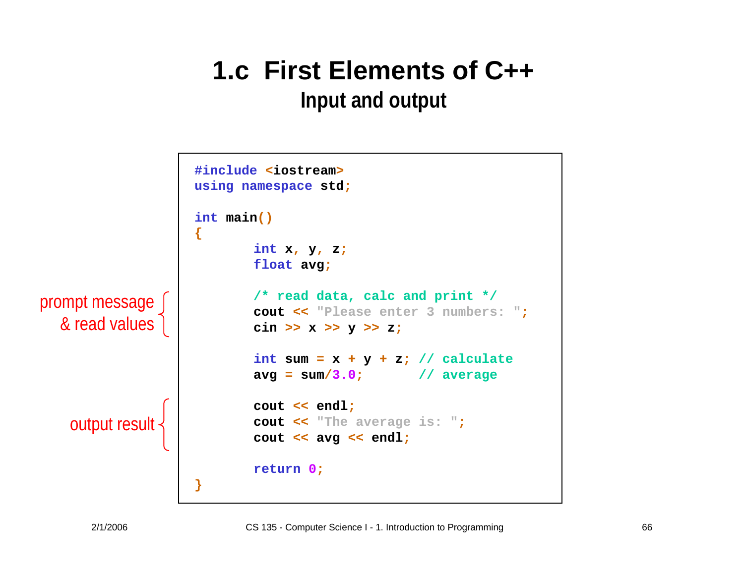# 1.c First Elements of C++

## Input and output

```
#include <iostream>
using namespace std;

int main()
{
        int x, y, z;
        float avg;

        /* read data, calc and print */
        cout << "Please enter 3 numbers: ";
        cin >> x >> y >> z;

        int sum = x + y + z; // calculate
        avg = sum/3.0;       // average

        cout << endl;
        cout << "The average is: ";
        cout << avg << endl;

        return 0;
}
```

prompt message & read values: the `cout << "Please enter 3 numbers: ";` and `cin >> x >> y >> z;` lines

output result: the `cout << endl;`, `cout << "The average is: ";` and `cout << avg << endl;` lines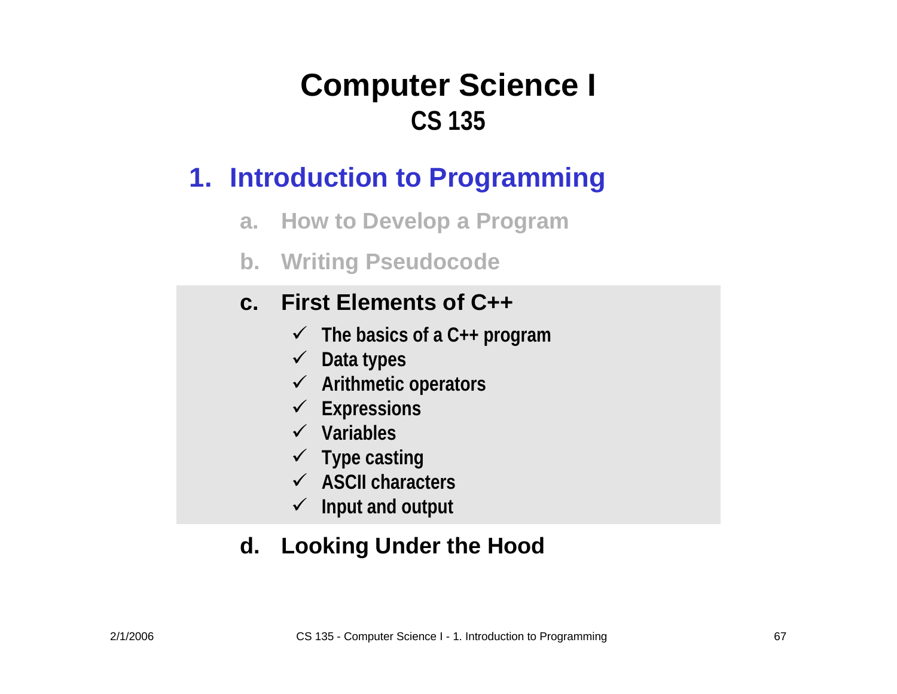# Computer Science I
## CS 135

## 1. Introduction to Programming

a. How to Develop a Program

b. Writing Pseudocode

c. **First Elements of C++**

- ✓ The basics of a C++ program
- ✓ Data types
- ✓ Arithmetic operators
- ✓ Expressions
- ✓ Variables
- ✓ Type casting
- ✓ ASCII characters
- ✓ Input and output

d. **Looking Under the Hood**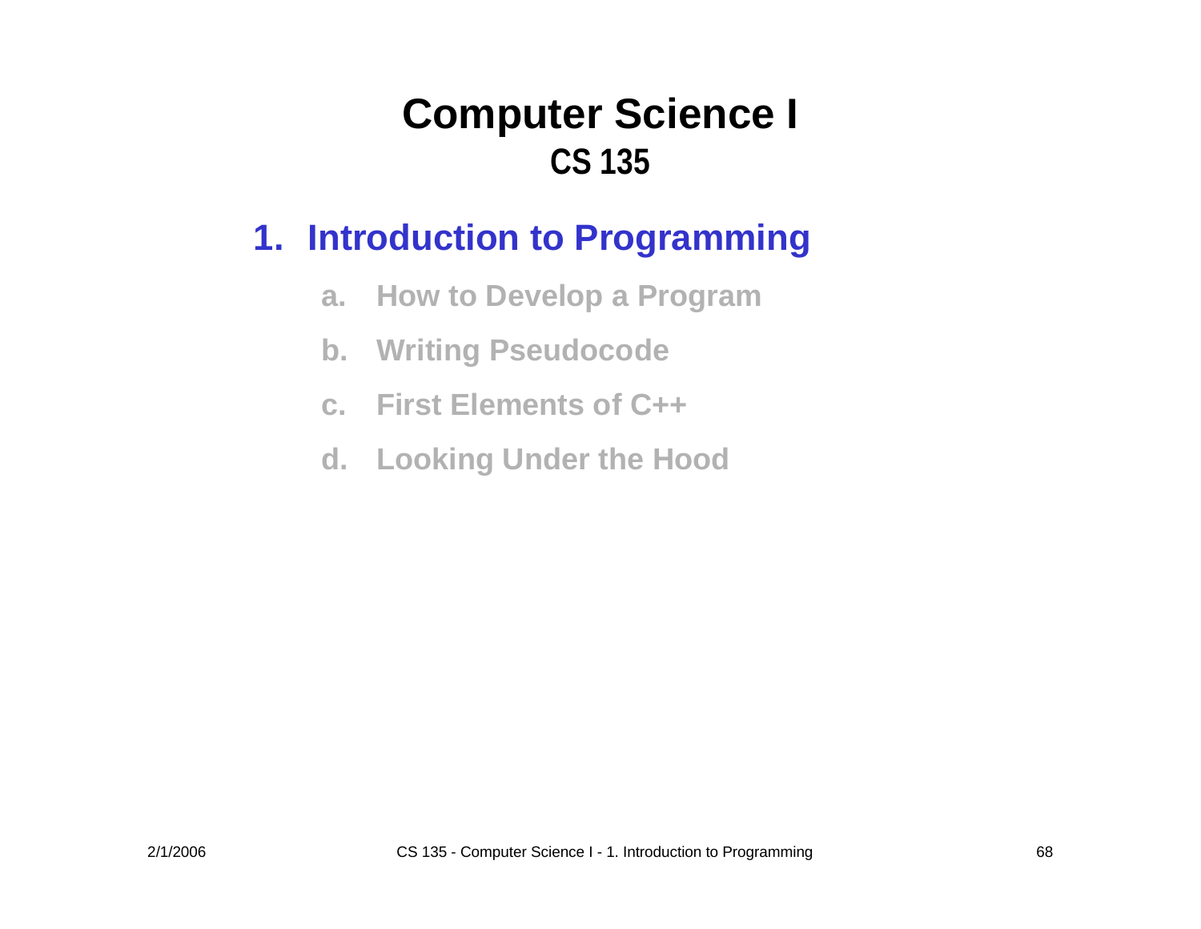# Computer Science I

## CS 135

### 1. Introduction to Programming

a. How to Develop a Program

b. Writing Pseudocode

c. First Elements of C++

d. Looking Under the Hood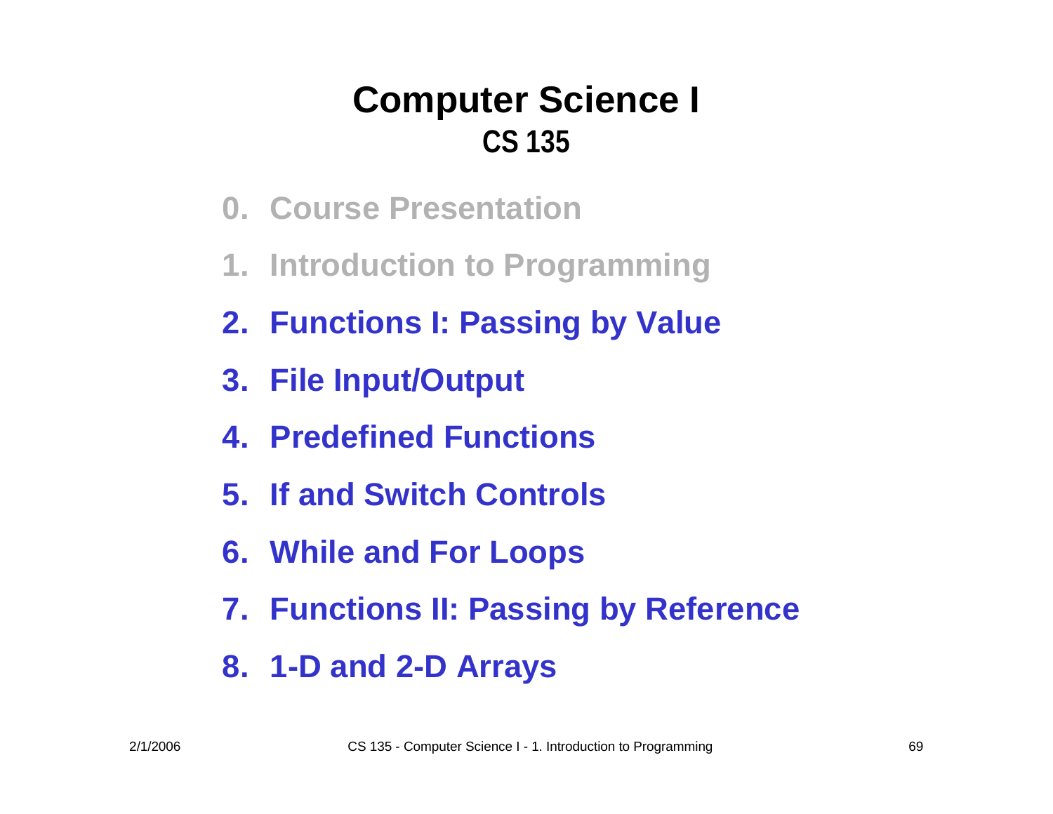# Computer Science I
## CS 135

0. Course Presentation
1. Introduction to Programming
2. Functions I: Passing by Value
3. File Input/Output
4. Predefined Functions
5. If and Switch Controls
6. While and For Loops
7. Functions II: Passing by Reference
8. 1-D and 2-D Arrays